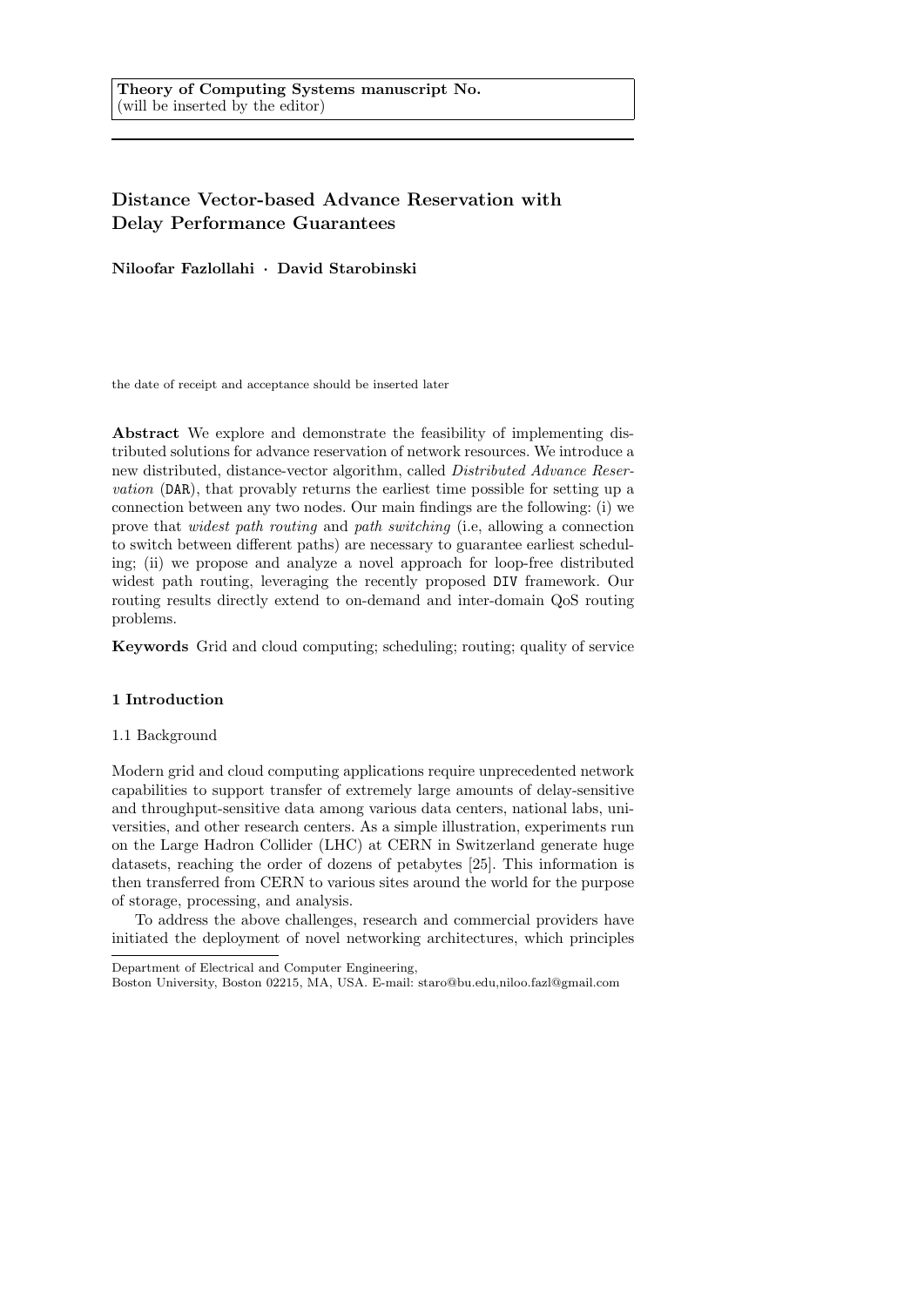**Theory of Computing Systems manuscript No.**
(will be inserted by the editor)

# Distance Vector-based Advance Reservation with Delay Performance Guarantees

**Niloofar Fazlollahi · David Starobinski**

the date of receipt and acceptance should be inserted later

**Abstract** We explore and demonstrate the feasibility of implementing distributed solutions for advance reservation of network resources. We introduce a new distributed, distance-vector algorithm, called *Distributed Advance Reservation* (DAR), that provably returns the earliest time possible for setting up a connection between any two nodes. Our main findings are the following: (i) we prove that *widest path routing* and *path switching* (i.e, allowing a connection to switch between different paths) are necessary to guarantee earliest scheduling; (ii) we propose and analyze a novel approach for loop-free distributed widest path routing, leveraging the recently proposed DIV framework. Our routing results directly extend to on-demand and inter-domain QoS routing problems.

**Keywords** Grid and cloud computing; scheduling; routing; quality of service

## 1 Introduction

### 1.1 Background

Modern grid and cloud computing applications require unprecedented network capabilities to support transfer of extremely large amounts of delay-sensitive and throughput-sensitive data among various data centers, national labs, universities, and other research centers. As a simple illustration, experiments run on the Large Hadron Collider (LHC) at CERN in Switzerland generate huge datasets, reaching the order of dozens of petabytes [25]. This information is then transferred from CERN to various sites around the world for the purpose of storage, processing, and analysis.

To address the above challenges, research and commercial providers have initiated the deployment of novel networking architectures, which principles

Department of Electrical and Computer Engineering,
Boston University, Boston 02215, MA, USA. E-mail: staro@bu.edu,niloo.fazl@gmail.com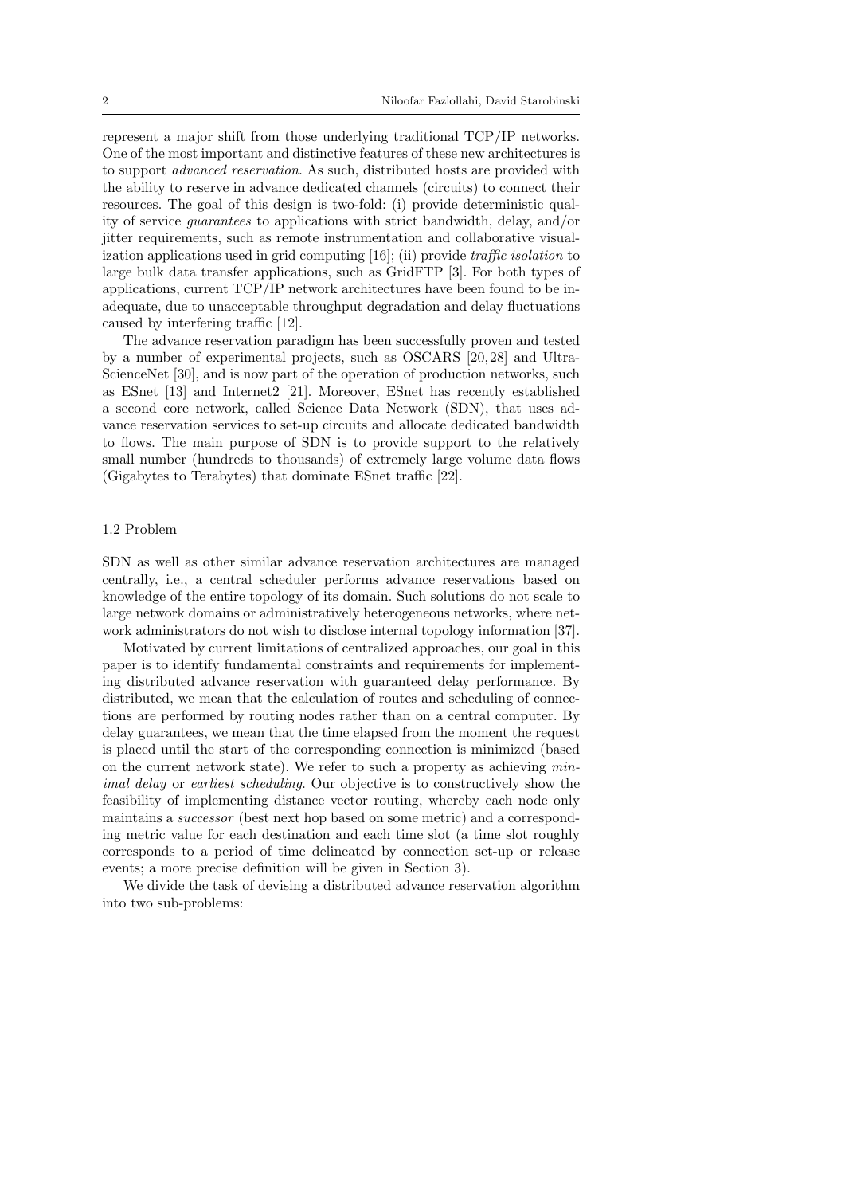represent a major shift from those underlying traditional TCP/IP networks. One of the most important and distinctive features of these new architectures is to support *advanced reservation*. As such, distributed hosts are provided with the ability to reserve in advance dedicated channels (circuits) to connect their resources. The goal of this design is two-fold: (i) provide deterministic quality of service *guarantees* to applications with strict bandwidth, delay, and/or jitter requirements, such as remote instrumentation and collaborative visualization applications used in grid computing [16]; (ii) provide *traffic isolation* to large bulk data transfer applications, such as GridFTP [3]. For both types of applications, current TCP/IP network architectures have been found to be inadequate, due to unacceptable throughput degradation and delay fluctuations caused by interfering traffic [12].

The advance reservation paradigm has been successfully proven and tested by a number of experimental projects, such as OSCARS [20,28] and UltraScienceNet [30], and is now part of the operation of production networks, such as ESnet [13] and Internet2 [21]. Moreover, ESnet has recently established a second core network, called Science Data Network (SDN), that uses advance reservation services to set-up circuits and allocate dedicated bandwidth to flows. The main purpose of SDN is to provide support to the relatively small number (hundreds to thousands) of extremely large volume data flows (Gigabytes to Terabytes) that dominate ESnet traffic [22].

### 1.2 Problem

SDN as well as other similar advance reservation architectures are managed centrally, i.e., a central scheduler performs advance reservations based on knowledge of the entire topology of its domain. Such solutions do not scale to large network domains or administratively heterogeneous networks, where network administrators do not wish to disclose internal topology information [37].

Motivated by current limitations of centralized approaches, our goal in this paper is to identify fundamental constraints and requirements for implementing distributed advance reservation with guaranteed delay performance. By distributed, we mean that the calculation of routes and scheduling of connections are performed by routing nodes rather than on a central computer. By delay guarantees, we mean that the time elapsed from the moment the request is placed until the start of the corresponding connection is minimized (based on the current network state). We refer to such a property as achieving *minimal delay* or *earliest scheduling*. Our objective is to constructively show the feasibility of implementing distance vector routing, whereby each node only maintains a *successor* (best next hop based on some metric) and a corresponding metric value for each destination and each time slot (a time slot roughly corresponds to a period of time delineated by connection set-up or release events; a more precise definition will be given in Section 3).

We divide the task of devising a distributed advance reservation algorithm into two sub-problems: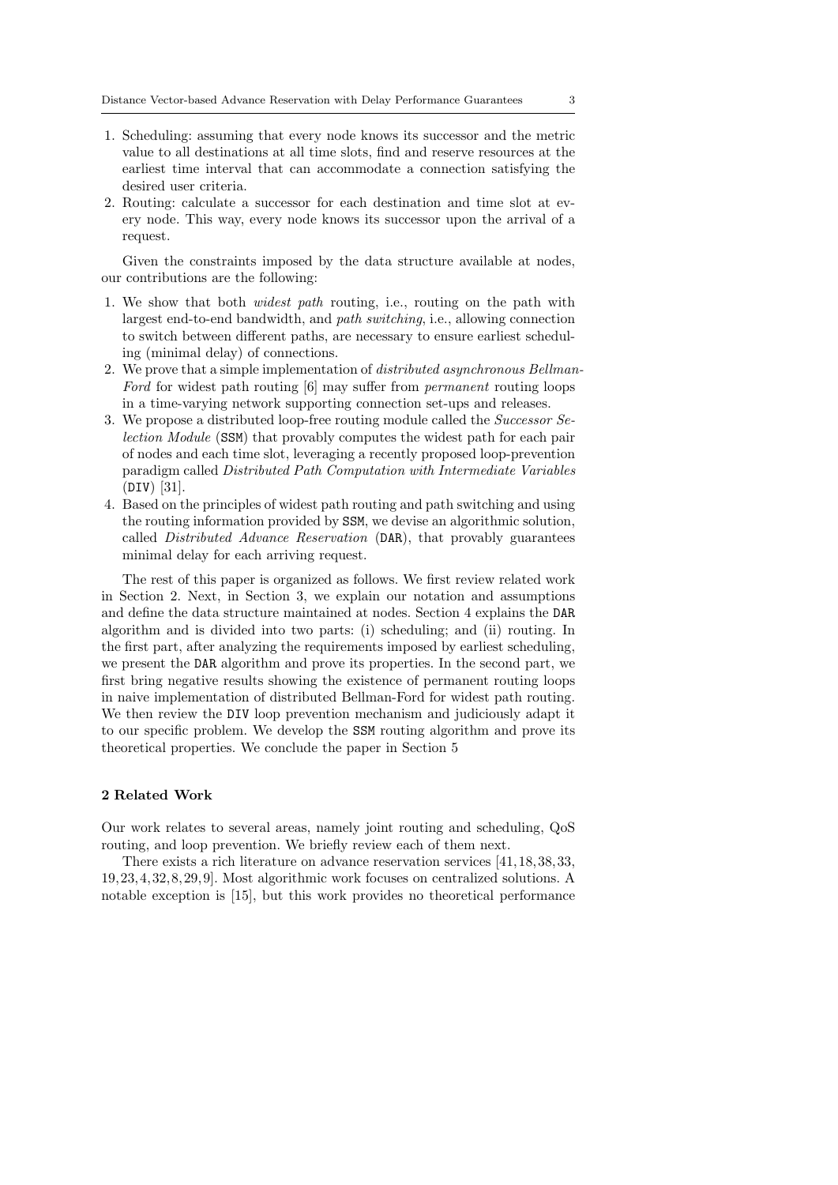1. Scheduling: assuming that every node knows its successor and the metric value to all destinations at all time slots, find and reserve resources at the earliest time interval that can accommodate a connection satisfying the desired user criteria.
2. Routing: calculate a successor for each destination and time slot at every node. This way, every node knows its successor upon the arrival of a request.

Given the constraints imposed by the data structure available at nodes, our contributions are the following:

1. We show that both *widest path* routing, i.e., routing on the path with largest end-to-end bandwidth, and *path switching*, i.e., allowing connection to switch between different paths, are necessary to ensure earliest scheduling (minimal delay) of connections.
2. We prove that a simple implementation of *distributed asynchronous Bellman-Ford* for widest path routing [6] may suffer from *permanent* routing loops in a time-varying network supporting connection set-ups and releases.
3. We propose a distributed loop-free routing module called the *Successor Selection Module* (`SSM`) that provably computes the widest path for each pair of nodes and each time slot, leveraging a recently proposed loop-prevention paradigm called *Distributed Path Computation with Intermediate Variables* (`DIV`) [31].
4. Based on the principles of widest path routing and path switching and using the routing information provided by `SSM`, we devise an algorithmic solution, called *Distributed Advance Reservation* (`DAR`), that provably guarantees minimal delay for each arriving request.

The rest of this paper is organized as follows. We first review related work in Section 2. Next, in Section 3, we explain our notation and assumptions and define the data structure maintained at nodes. Section 4 explains the `DAR` algorithm and is divided into two parts: (i) scheduling; and (ii) routing. In the first part, after analyzing the requirements imposed by earliest scheduling, we present the `DAR` algorithm and prove its properties. In the second part, we first bring negative results showing the existence of permanent routing loops in naive implementation of distributed Bellman-Ford for widest path routing. We then review the `DIV` loop prevention mechanism and judiciously adapt it to our specific problem. We develop the `SSM` routing algorithm and prove its theoretical properties. We conclude the paper in Section 5

## 2 Related Work

Our work relates to several areas, namely joint routing and scheduling, QoS routing, and loop prevention. We briefly review each of them next.

There exists a rich literature on advance reservation services [41, 18, 38, 33, 19, 23, 4, 32, 8, 29, 9]. Most algorithmic work focuses on centralized solutions. A notable exception is [15], but this work provides no theoretical performance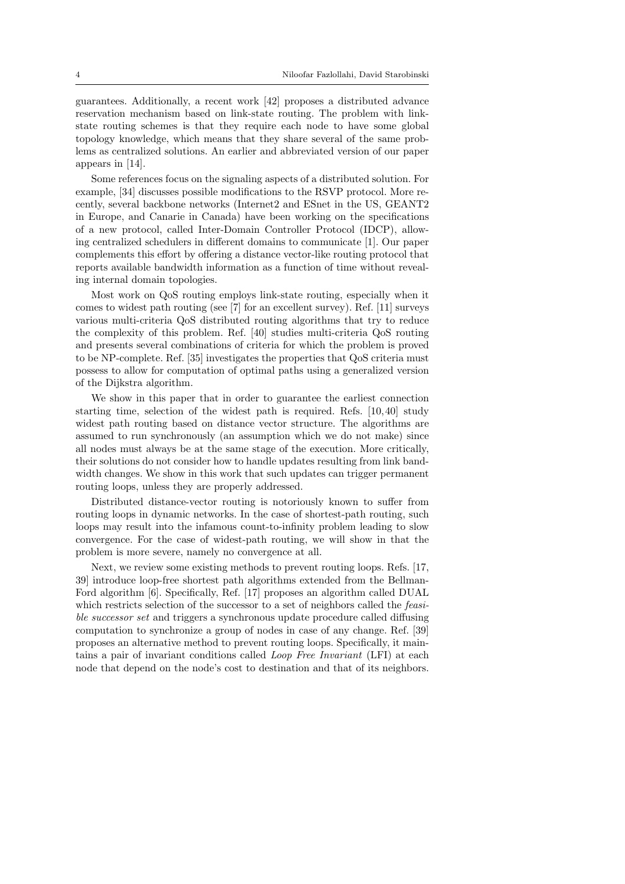guarantees. Additionally, a recent work [42] proposes a distributed advance reservation mechanism based on link-state routing. The problem with link-state routing schemes is that they require each node to have some global topology knowledge, which means that they share several of the same problems as centralized solutions. An earlier and abbreviated version of our paper appears in [14].

Some references focus on the signaling aspects of a distributed solution. For example, [34] discusses possible modifications to the RSVP protocol. More recently, several backbone networks (Internet2 and ESnet in the US, GEANT2 in Europe, and Canarie in Canada) have been working on the specifications of a new protocol, called Inter-Domain Controller Protocol (IDCP), allowing centralized schedulers in different domains to communicate [1]. Our paper complements this effort by offering a distance vector-like routing protocol that reports available bandwidth information as a function of time without revealing internal domain topologies.

Most work on QoS routing employs link-state routing, especially when it comes to widest path routing (see [7] for an excellent survey). Ref. [11] surveys various multi-criteria QoS distributed routing algorithms that try to reduce the complexity of this problem. Ref. [40] studies multi-criteria QoS routing and presents several combinations of criteria for which the problem is proved to be NP-complete. Ref. [35] investigates the properties that QoS criteria must possess to allow for computation of optimal paths using a generalized version of the Dijkstra algorithm.

We show in this paper that in order to guarantee the earliest connection starting time, selection of the widest path is required. Refs. [10, 40] study widest path routing based on distance vector structure. The algorithms are assumed to run synchronously (an assumption which we do not make) since all nodes must always be at the same stage of the execution. More critically, their solutions do not consider how to handle updates resulting from link bandwidth changes. We show in this work that such updates can trigger permanent routing loops, unless they are properly addressed.

Distributed distance-vector routing is notoriously known to suffer from routing loops in dynamic networks. In the case of shortest-path routing, such loops may result into the infamous count-to-infinity problem leading to slow convergence. For the case of widest-path routing, we will show in that the problem is more severe, namely no convergence at all.

Next, we review some existing methods to prevent routing loops. Refs. [17, 39] introduce loop-free shortest path algorithms extended from the Bellman-Ford algorithm [6]. Specifically, Ref. [17] proposes an algorithm called DUAL which restricts selection of the successor to a set of neighbors called the *feasible successor set* and triggers a synchronous update procedure called diffusing computation to synchronize a group of nodes in case of any change. Ref. [39] proposes an alternative method to prevent routing loops. Specifically, it maintains a pair of invariant conditions called *Loop Free Invariant* (LFI) at each node that depend on the node's cost to destination and that of its neighbors.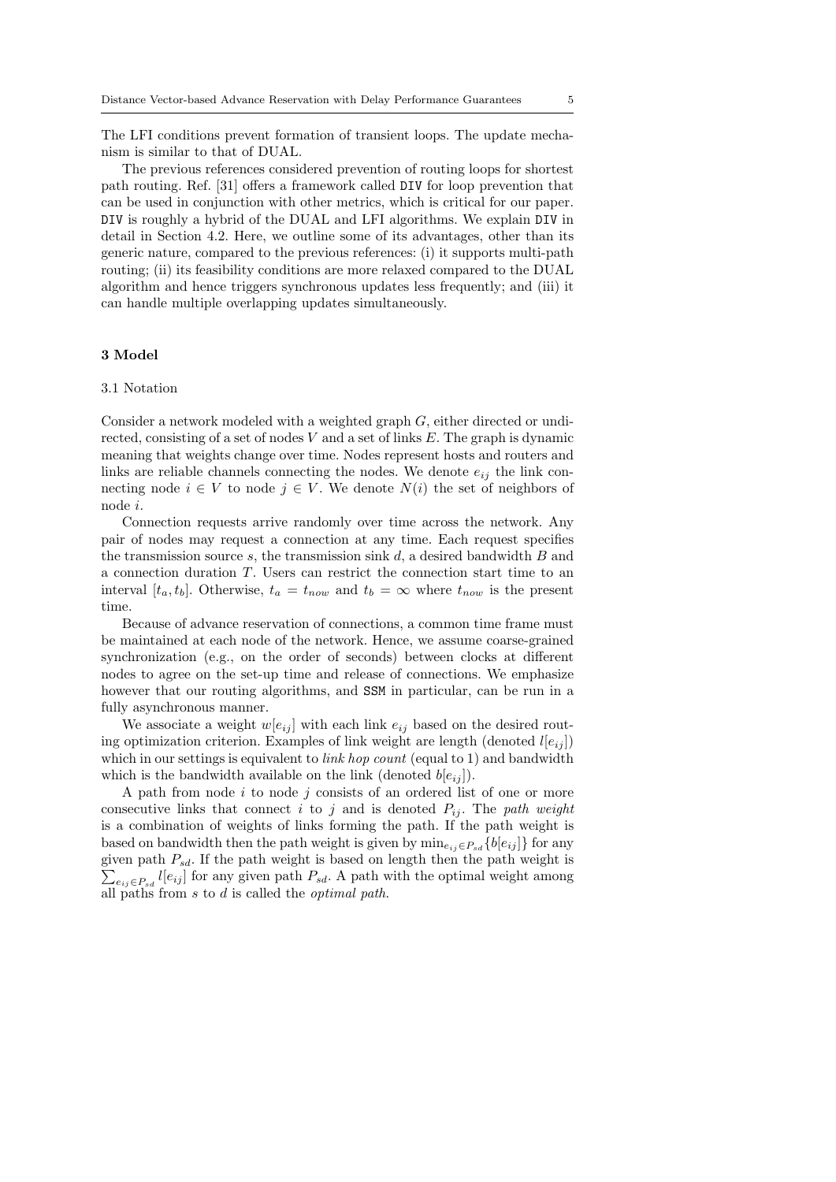The LFI conditions prevent formation of transient loops. The update mechanism is similar to that of DUAL.

The previous references considered prevention of routing loops for shortest path routing. Ref. [31] offers a framework called `DIV` for loop prevention that can be used in conjunction with other metrics, which is critical for our paper. `DIV` is roughly a hybrid of the DUAL and LFI algorithms. We explain `DIV` in detail in Section 4.2. Here, we outline some of its advantages, other than its generic nature, compared to the previous references: (i) it supports multi-path routing; (ii) its feasibility conditions are more relaxed compared to the DUAL algorithm and hence triggers synchronous updates less frequently; and (iii) it can handle multiple overlapping updates simultaneously.

## 3 Model

### 3.1 Notation

Consider a network modeled with a weighted graph $G$, either directed or undirected, consisting of a set of nodes $V$ and a set of links $E$. The graph is dynamic meaning that weights change over time. Nodes represent hosts and routers and links are reliable channels connecting the nodes. We denote $e_{ij}$ the link connecting node $i \in V$ to node $j \in V$. We denote $N(i)$ the set of neighbors of node $i$.

Connection requests arrive randomly over time across the network. Any pair of nodes may request a connection at any time. Each request specifies the transmission source $s$, the transmission sink $d$, a desired bandwidth $B$ and a connection duration $T$. Users can restrict the connection start time to an interval $[t_a, t_b]$. Otherwise, $t_a = t_{now}$ and $t_b = \infty$ where $t_{now}$ is the present time.

Because of advance reservation of connections, a common time frame must be maintained at each node of the network. Hence, we assume coarse-grained synchronization (e.g., on the order of seconds) between clocks at different nodes to agree on the set-up time and release of connections. We emphasize however that our routing algorithms, and `SSM` in particular, can be run in a fully asynchronous manner.

We associate a weight $w[e_{ij}]$ with each link $e_{ij}$ based on the desired routing optimization criterion. Examples of link weight are length (denoted $l[e_{ij}]$) which in our settings is equivalent to *link hop count* (equal to 1) and bandwidth which is the bandwidth available on the link (denoted $b[e_{ij}]$).

A path from node $i$ to node $j$ consists of an ordered list of one or more consecutive links that connect $i$ to $j$ and is denoted $P_{ij}$. The *path weight* is a combination of weights of links forming the path. If the path weight is based on bandwidth then the path weight is given by $\min_{e_{ij} \in P_{sd}}\{b[e_{ij}]\}$ for any given path $P_{sd}$. If the path weight is based on length then the path weight is $\sum_{e_{ij} \in P_{sd}} l[e_{ij}]$ for any given path $P_{sd}$. A path with the optimal weight among all paths from $s$ to $d$ is called the *optimal path*.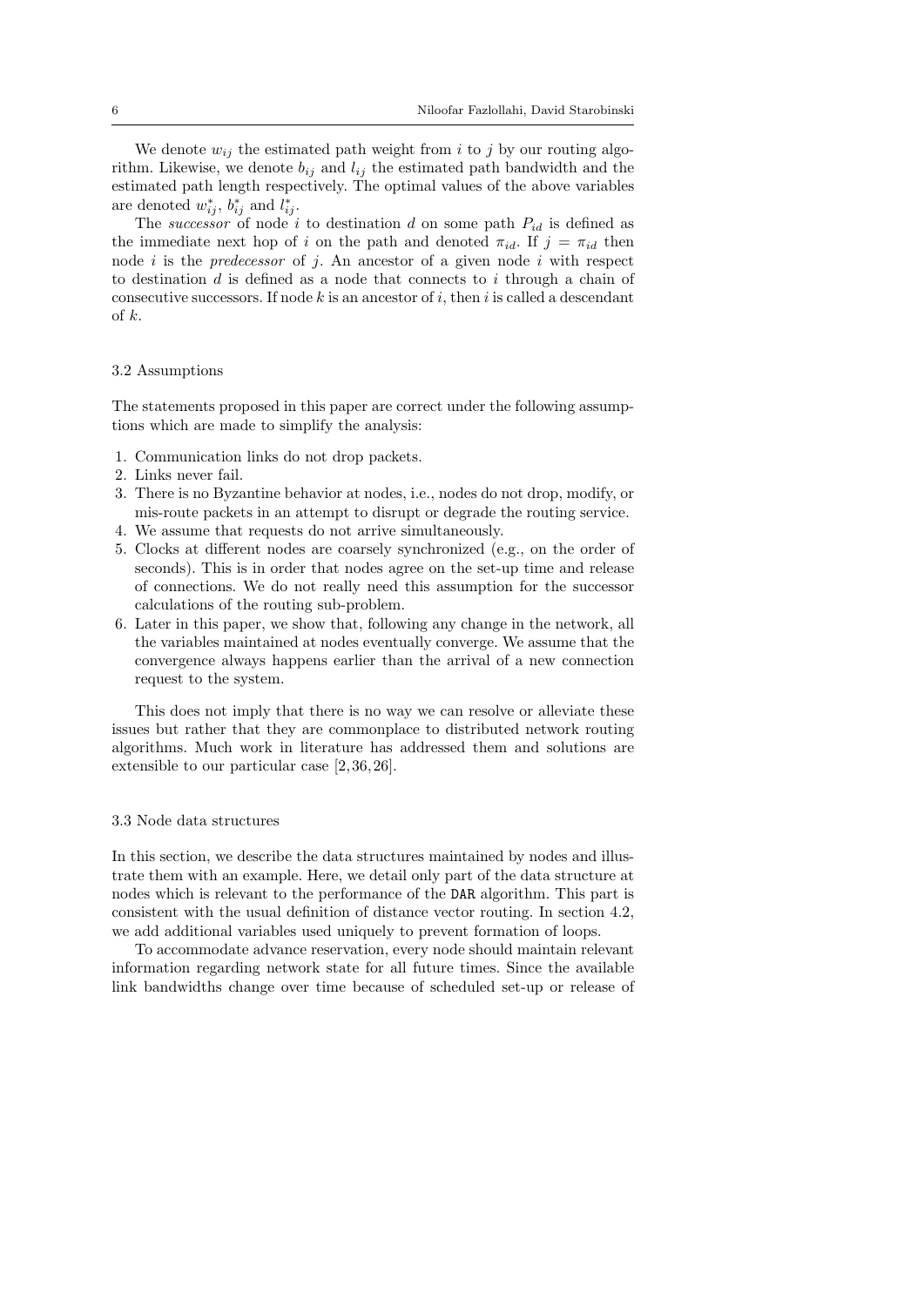We denote $w_{ij}$ the estimated path weight from $i$ to $j$ by our routing algorithm. Likewise, we denote $b_{ij}$ and $l_{ij}$ the estimated path bandwidth and the estimated path length respectively. The optimal values of the above variables are denoted $w^*_{ij}$, $b^*_{ij}$ and $l^*_{ij}$.

The *successor* of node $i$ to destination $d$ on some path $P_{id}$ is defined as the immediate next hop of $i$ on the path and denoted $\pi_{id}$. If $j = \pi_{id}$ then node $i$ is the *predecessor* of $j$. An ancestor of a given node $i$ with respect to destination $d$ is defined as a node that connects to $i$ through a chain of consecutive successors. If node $k$ is an ancestor of $i$, then $i$ is called a descendant of $k$.

### 3.2 Assumptions

The statements proposed in this paper are correct under the following assumptions which are made to simplify the analysis:

1. Communication links do not drop packets.
2. Links never fail.
3. There is no Byzantine behavior at nodes, i.e., nodes do not drop, modify, or mis-route packets in an attempt to disrupt or degrade the routing service.
4. We assume that requests do not arrive simultaneously.
5. Clocks at different nodes are coarsely synchronized (e.g., on the order of seconds). This is in order that nodes agree on the set-up time and release of connections. We do not really need this assumption for the successor calculations of the routing sub-problem.
6. Later in this paper, we show that, following any change in the network, all the variables maintained at nodes eventually converge. We assume that the convergence always happens earlier than the arrival of a new connection request to the system.

This does not imply that there is no way we can resolve or alleviate these issues but rather that they are commonplace to distributed network routing algorithms. Much work in literature has addressed them and solutions are extensible to our particular case [2, 36, 26].

### 3.3 Node data structures

In this section, we describe the data structures maintained by nodes and illustrate them with an example. Here, we detail only part of the data structure at nodes which is relevant to the performance of the `DAR` algorithm. This part is consistent with the usual definition of distance vector routing. In section 4.2, we add additional variables used uniquely to prevent formation of loops.

To accommodate advance reservation, every node should maintain relevant information regarding network state for all future times. Since the available link bandwidths change over time because of scheduled set-up or release of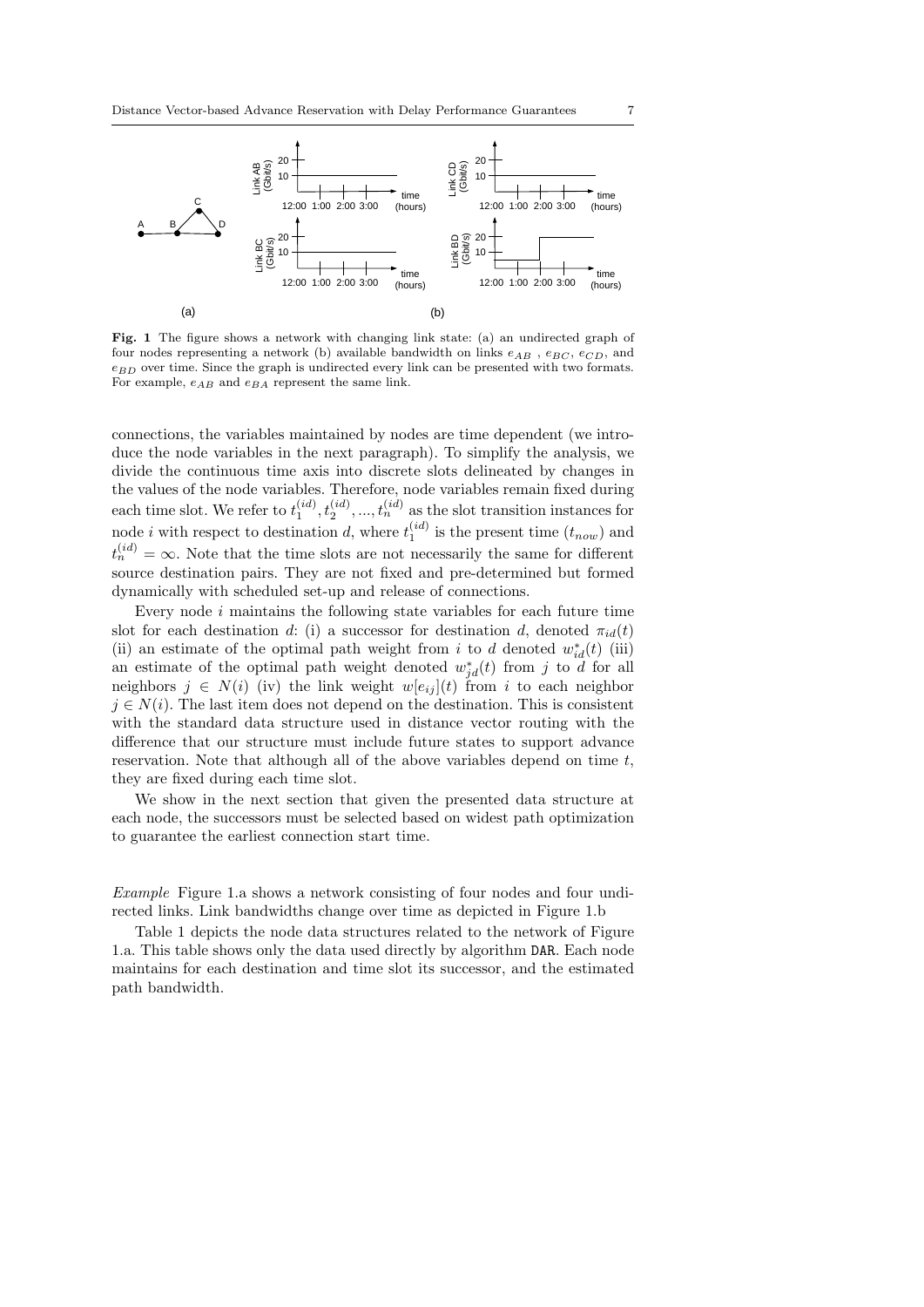**Fig. 1** The figure shows a network with changing link state: (a) an undirected graph of four nodes representing a network (b) available bandwidth on links $e_{AB}$ , $e_{BC}$, $e_{CD}$, and $e_{BD}$ over time. Since the graph is undirected every link can be presented with two formats. For example, $e_{AB}$ and $e_{BA}$ represent the same link.

connections, the variables maintained by nodes are time dependent (we introduce the node variables in the next paragraph). To simplify the analysis, we divide the continuous time axis into discrete slots delineated by changes in the values of the node variables. Therefore, node variables remain fixed during each time slot. We refer to $t_1^{(id)}, t_2^{(id)}, ..., t_n^{(id)}$ as the slot transition instances for node $i$ with respect to destination $d$, where $t_1^{(id)}$ is the present time ($t_{now}$) and $t_n^{(id)} = \infty$. Note that the time slots are not necessarily the same for different source destination pairs. They are not fixed and pre-determined but formed dynamically with scheduled set-up and release of connections.

Every node $i$ maintains the following state variables for each future time slot for each destination $d$: (i) a successor for destination $d$, denoted $\pi_{id}(t)$ (ii) an estimate of the optimal path weight from $i$ to $d$ denoted $w^*_{id}(t)$ (iii) an estimate of the optimal path weight denoted $w^*_{jd}(t)$ from $j$ to $d$ for all neighbors $j \in N(i)$ (iv) the link weight $w[e_{ij}](t)$ from $i$ to each neighbor $j \in N(i)$. The last item does not depend on the destination. This is consistent with the standard data structure used in distance vector routing with the difference that our structure must include future states to support advance reservation. Note that although all of the above variables depend on time $t$, they are fixed during each time slot.

We show in the next section that given the presented data structure at each node, the successors must be selected based on widest path optimization to guarantee the earliest connection start time.

*Example* Figure 1.a shows a network consisting of four nodes and four undirected links. Link bandwidths change over time as depicted in Figure 1.b

Table 1 depicts the node data structures related to the network of Figure 1.a. This table shows only the data used directly by algorithm DAR. Each node maintains for each destination and time slot its successor, and the estimated path bandwidth.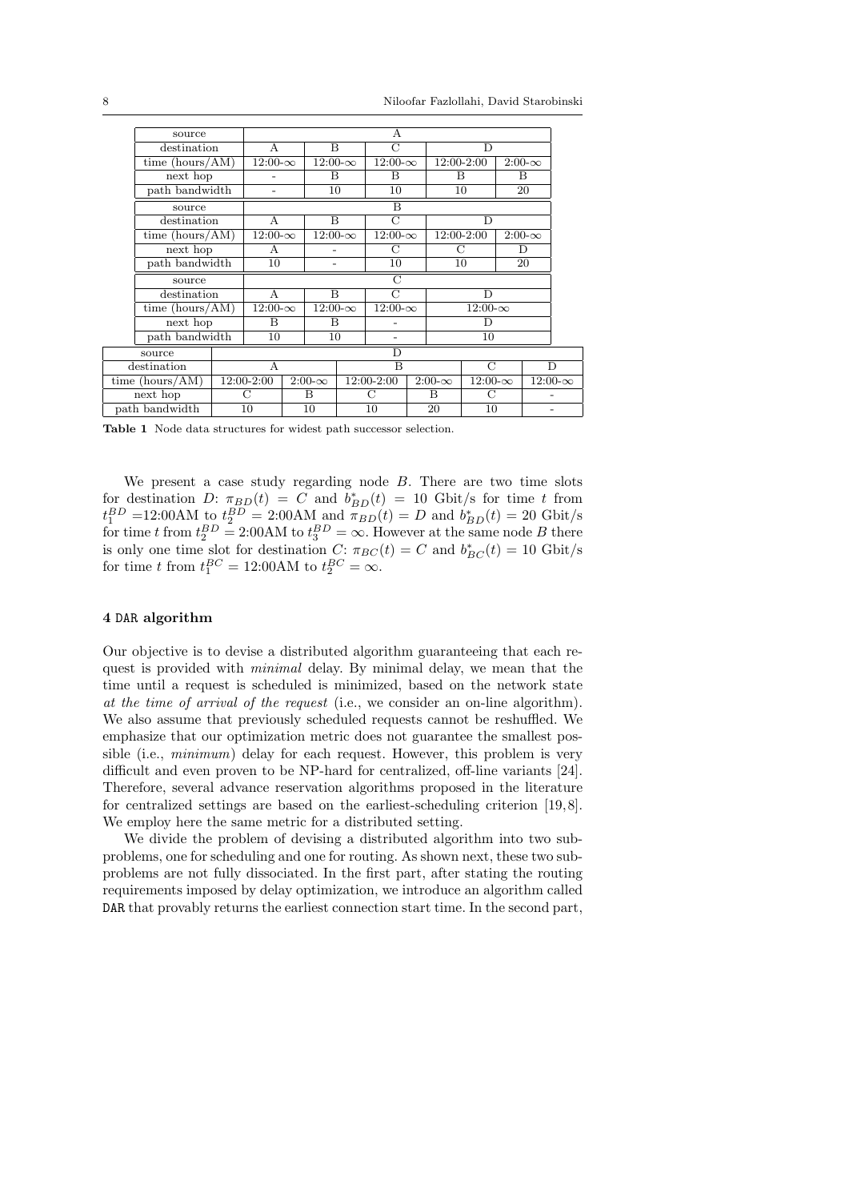| source | A | | | | |
|---|---|---|---|---|---|
| destination | A | B | C | D | |
| time (hours/AM) | 12:00-∞ | 12:00-∞ | 12:00-∞ | 12:00-2:00 | 2:00-∞ |
| next hop | - | B | B | B | B |
| path bandwidth | - | 10 | 10 | 10 | 20 |

| source | B | | | | |
|---|---|---|---|---|---|
| destination | A | B | C | D | |
| time (hours/AM) | 12:00-∞ | 12:00-∞ | 12:00-∞ | 12:00-2:00 | 2:00-∞ |
| next hop | A | - | C | C | D |
| path bandwidth | 10 | - | 10 | 10 | 20 |

| source | C | | | |
|---|---|---|---|---|
| destination | A | B | C | D |
| time (hours/AM) | 12:00-∞ | 12:00-∞ | 12:00-∞ | 12:00-∞ |
| next hop | B | B | - | D |
| path bandwidth | 10 | 10 | - | 10 |

| source | D | | | | | |
|---|---|---|---|---|---|---|
| destination | A | | B | | C | D |
| time (hours/AM) | 12:00-2:00 | 2:00-∞ | 12:00-2:00 | 2:00-∞ | 12:00-∞ | 12:00-∞ |
| next hop | C | B | C | B | C | - |
| path bandwidth | 10 | 10 | 10 | 20 | 10 | - |

**Table 1** Node data structures for widest path successor selection.

We present a case study regarding node $B$. There are two time slots for destination $D$: $\pi_{BD}(t) = C$ and $b^*_{BD}(t) = 10$ Gbit/s for time $t$ from $t_1^{BD}$ =12:00AM to $t_2^{BD}$ = 2:00AM and $\pi_{BD}(t) = D$ and $b^*_{BD}(t) = 20$ Gbit/s for time $t$ from $t_2^{BD}$ = 2:00AM to $t_3^{BD} = \infty$. However at the same node $B$ there is only one time slot for destination $C$: $\pi_{BC}(t) = C$ and $b^*_{BC}(t) = 10$ Gbit/s for time $t$ from $t_1^{BC}$ = 12:00AM to $t_2^{BC} = \infty$.

## 4 DAR algorithm

Our objective is to devise a distributed algorithm guaranteeing that each request is provided with *minimal* delay. By minimal delay, we mean that the time until a request is scheduled is minimized, based on the network state *at the time of arrival of the request* (i.e., we consider an on-line algorithm). We also assume that previously scheduled requests cannot be reshuffled. We emphasize that our optimization metric does not guarantee the smallest possible (i.e., *minimum*) delay for each request. However, this problem is very difficult and even proven to be NP-hard for centralized, off-line variants [24]. Therefore, several advance reservation algorithms proposed in the literature for centralized settings are based on the earliest-scheduling criterion [19,8]. We employ here the same metric for a distributed setting.

We divide the problem of devising a distributed algorithm into two subproblems, one for scheduling and one for routing. As shown next, these two subproblems are not fully dissociated. In the first part, after stating the routing requirements imposed by delay optimization, we introduce an algorithm called DAR that provably returns the earliest connection start time. In the second part,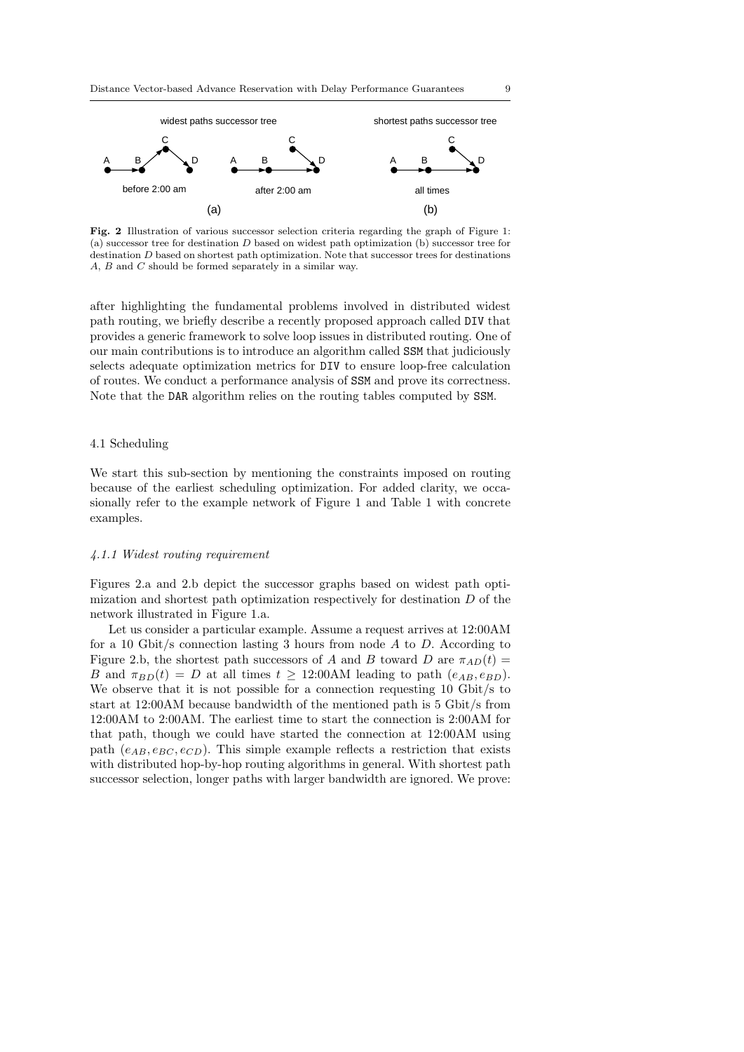**Fig. 2** Illustration of various successor selection criteria regarding the graph of Figure 1: (a) successor tree for destination $D$ based on widest path optimization (b) successor tree for destination $D$ based on shortest path optimization. Note that successor trees for destinations $A$, $B$ and $C$ should be formed separately in a similar way.

after highlighting the fundamental problems involved in distributed widest path routing, we briefly describe a recently proposed approach called DIV that provides a generic framework to solve loop issues in distributed routing. One of our main contributions is to introduce an algorithm called SSM that judiciously selects adequate optimization metrics for DIV to ensure loop-free calculation of routes. We conduct a performance analysis of SSM and prove its correctness. Note that the DAR algorithm relies on the routing tables computed by SSM.

### 4.1 Scheduling

We start this sub-section by mentioning the constraints imposed on routing because of the earliest scheduling optimization. For added clarity, we occasionally refer to the example network of Figure 1 and Table 1 with concrete examples.

#### *4.1.1 Widest routing requirement*

Figures 2.a and 2.b depict the successor graphs based on widest path optimization and shortest path optimization respectively for destination $D$ of the network illustrated in Figure 1.a.

Let us consider a particular example. Assume a request arrives at 12:00AM for a 10 Gbit/s connection lasting 3 hours from node $A$ to $D$. According to Figure 2.b, the shortest path successors of $A$ and $B$ toward $D$ are $\pi_{AD}(t) = B$ and $\pi_{BD}(t) = D$ at all times $t \geq$ 12:00AM leading to path $(e_{AB}, e_{BD})$. We observe that it is not possible for a connection requesting 10 Gbit/s to start at 12:00AM because bandwidth of the mentioned path is 5 Gbit/s from 12:00AM to 2:00AM. The earliest time to start the connection is 2:00AM for that path, though we could have started the connection at 12:00AM using path $(e_{AB}, e_{BC}, e_{CD})$. This simple example reflects a restriction that exists with distributed hop-by-hop routing algorithms in general. With shortest path successor selection, longer paths with larger bandwidth are ignored. We prove: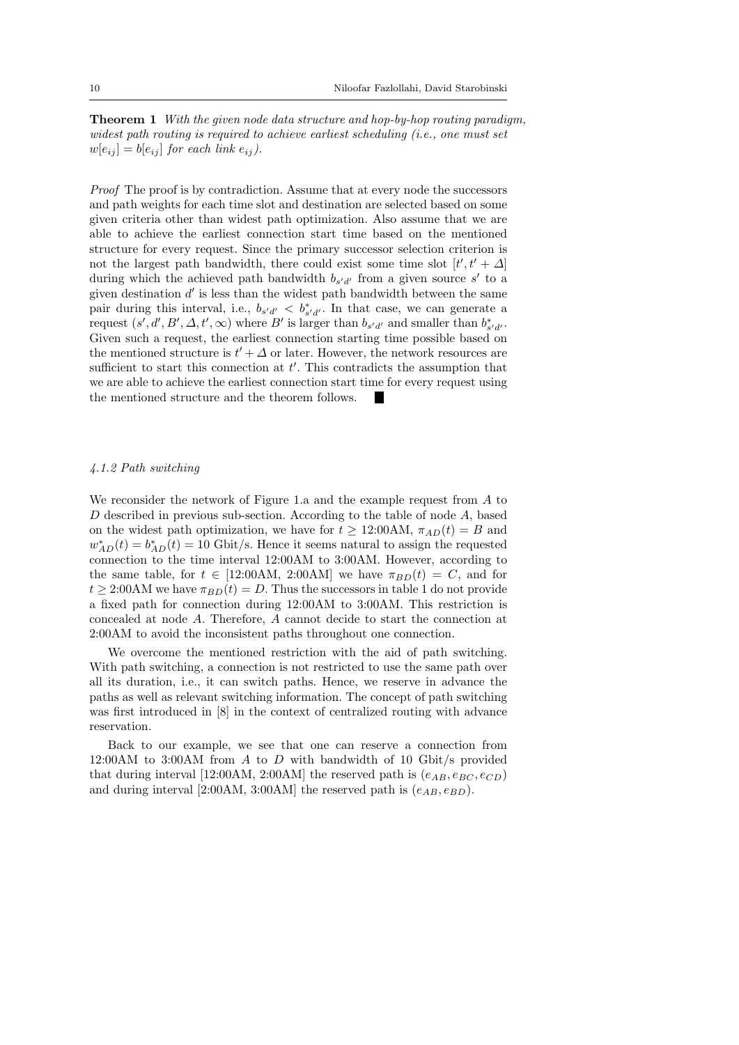**Theorem 1** *With the given node data structure and hop-by-hop routing paradigm, widest path routing is required to achieve earliest scheduling (i.e., one must set $w[e_{ij}] = b[e_{ij}]$ for each link $e_{ij}$).*

*Proof* The proof is by contradiction. Assume that at every node the successors and path weights for each time slot and destination are selected based on some given criteria other than widest path optimization. Also assume that we are able to achieve the earliest connection start time based on the mentioned structure for every request. Since the primary successor selection criterion is not the largest path bandwidth, there could exist some time slot $[t', t' + \Delta]$ during which the achieved path bandwidth $b_{s'd'}$ from a given source $s'$ to a given destination $d'$ is less than the widest path bandwidth between the same pair during this interval, i.e., $b_{s'd'} < b^*_{s'd'}$. In that case, we can generate a request $(s', d', B', \Delta, t', \infty)$ where $B'$ is larger than $b_{s'd'}$ and smaller than $b^*_{s'd'}$. Given such a request, the earliest connection starting time possible based on the mentioned structure is $t' + \Delta$ or later. However, the network resources are sufficient to start this connection at $t'$. This contradicts the assumption that we are able to achieve the earliest connection start time for every request using the mentioned structure and the theorem follows. ■

#### *4.1.2 Path switching*

We reconsider the network of Figure 1.a and the example request from $A$ to $D$ described in previous sub-section. According to the table of node $A$, based on the widest path optimization, we have for $t \geq$ 12:00AM, $\pi_{AD}(t) = B$ and $w^*_{AD}(t) = b^*_{AD}(t) = 10$ Gbit/s. Hence it seems natural to assign the requested connection to the time interval 12:00AM to 3:00AM. However, according to the same table, for $t \in$ [12:00AM, 2:00AM] we have $\pi_{BD}(t) = C$, and for $t \geq$ 2:00AM we have $\pi_{BD}(t) = D$. Thus the successors in table 1 do not provide a fixed path for connection during 12:00AM to 3:00AM. This restriction is concealed at node $A$. Therefore, $A$ cannot decide to start the connection at 2:00AM to avoid the inconsistent paths throughout one connection.

We overcome the mentioned restriction with the aid of path switching. With path switching, a connection is not restricted to use the same path over all its duration, i.e., it can switch paths. Hence, we reserve in advance the paths as well as relevant switching information. The concept of path switching was first introduced in [8] in the context of centralized routing with advance reservation.

Back to our example, we see that one can reserve a connection from 12:00AM to 3:00AM from $A$ to $D$ with bandwidth of 10 Gbit/s provided that during interval [12:00AM, 2:00AM] the reserved path is $(e_{AB}, e_{BC}, e_{CD})$ and during interval [2:00AM, 3:00AM] the reserved path is $(e_{AB}, e_{BD})$.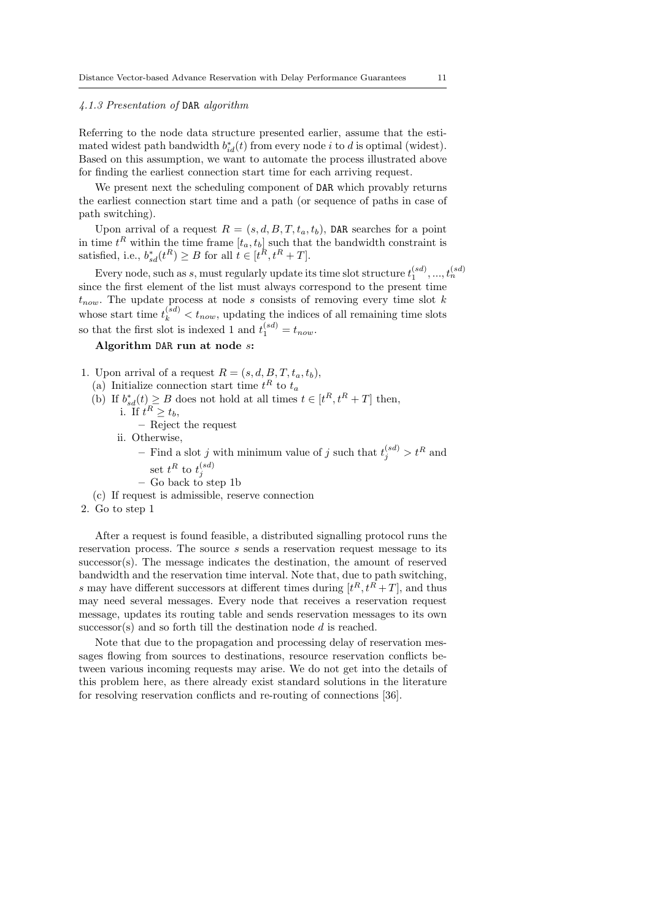#### 4.1.3 Presentation of DAR algorithm

Referring to the node data structure presented earlier, assume that the estimated widest path bandwidth $b^*_{id}(t)$ from every node $i$ to $d$ is optimal (widest). Based on this assumption, we want to automate the process illustrated above for finding the earliest connection start time for each arriving request.

We present next the scheduling component of DAR which provably returns the earliest connection start time and a path (or sequence of paths in case of path switching).

Upon arrival of a request $R = (s, d, B, T, t_a, t_b)$, DAR searches for a point in time $t^R$ within the time frame $[t_a, t_b]$ such that the bandwidth constraint is satisfied, i.e., $b^*_{sd}(t^R) \geq B$ for all $t \in [t^R, t^R + T]$.

Every node, such as $s$, must regularly update its time slot structure $t_1^{(sd)}, ..., t_n^{(sd)}$ since the first element of the list must always correspond to the present time $t_{now}$. The update process at node $s$ consists of removing every time slot $k$ whose start time $t_k^{(sd)} < t_{now}$, updating the indices of all remaining time slots so that the first slot is indexed 1 and $t_1^{(sd)} = t_{now}$.

**Algorithm DAR run at node $s$:**

1. Upon arrival of a request $R = (s, d, B, T, t_a, t_b)$,
   (a) Initialize connection start time $t^R$ to $t_a$
   (b) If $b^*_{sd}(t) \geq B$ does not hold at all times $t \in [t^R, t^R + T]$ then,
      i. If $t^R \geq t_b$,
         – Reject the request
      ii. Otherwise,
         – Find a slot $j$ with minimum value of $j$ such that $t_j^{(sd)} > t^R$ and set $t^R$ to $t_j^{(sd)}$
         – Go back to step 1b
   (c) If request is admissible, reserve connection
2. Go to step 1

After a request is found feasible, a distributed signalling protocol runs the reservation process. The source $s$ sends a reservation request message to its successor(s). The message indicates the destination, the amount of reserved bandwidth and the reservation time interval. Note that, due to path switching, $s$ may have different successors at different times during $[t^R, t^R + T]$, and thus may need several messages. Every node that receives a reservation request message, updates its routing table and sends reservation messages to its own successor(s) and so forth till the destination node $d$ is reached.

Note that due to the propagation and processing delay of reservation messages flowing from sources to destinations, resource reservation conflicts between various incoming requests may arise. We do not get into the details of this problem here, as there already exist standard solutions in the literature for resolving reservation conflicts and re-routing of connections [36].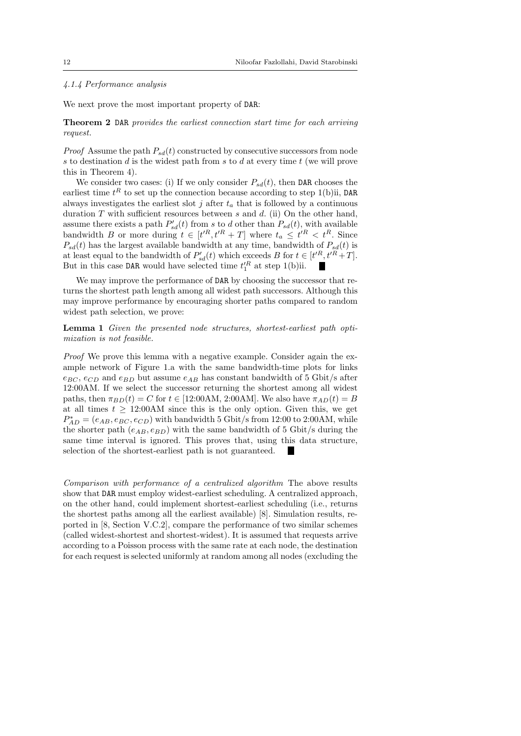#### 4.1.4 Performance analysis

We next prove the most important property of DAR:

**Theorem 2** *DAR provides the earliest connection start time for each arriving request.*

*Proof* Assume the path $P_{sd}(t)$ constructed by consecutive successors from node $s$ to destination $d$ is the widest path from $s$ to $d$ at every time $t$ (we will prove this in Theorem 4).

We consider two cases: (i) If we only consider $P_{sd}(t)$, then DAR chooses the earliest time $t^R$ to set up the connection because according to step 1(b)ii, DAR always investigates the earliest slot $j$ after $t_a$ that is followed by a continuous duration $T$ with sufficient resources between $s$ and $d$. (ii) On the other hand, assume there exists a path $P'_{sd}(t)$ from $s$ to $d$ other than $P_{sd}(t)$, with available bandwidth $B$ or more during $t \in [t'^R, t'^R + T]$ where $t_a \leq t'^R < t^R$. Since $P_{sd}(t)$ has the largest available bandwidth at any time, bandwidth of $P_{sd}(t)$ is at least equal to the bandwidth of $P'_{sd}(t)$ which exceeds $B$ for $t \in [t'^R, t'^R + T]$. But in this case DAR would have selected time $t_1'^R$ at step 1(b)ii. ∎

We may improve the performance of DAR by choosing the successor that returns the shortest path length among all widest path successors. Although this may improve performance by encouraging shorter paths compared to random widest path selection, we prove:

**Lemma 1** *Given the presented node structures, shortest-earliest path optimization is not feasible.*

*Proof* We prove this lemma with a negative example. Consider again the example network of Figure 1.a with the same bandwidth-time plots for links $e_{BC}$, $e_{CD}$ and $e_{BD}$ but assume $e_{AB}$ has constant bandwidth of 5 Gbit/s after 12:00AM. If we select the successor returning the shortest among all widest paths, then $\pi_{BD}(t) = C$ for $t \in$ [12:00AM, 2:00AM]. We also have $\pi_{AD}(t) = B$ at all times $t \geq$ 12:00AM since this is the only option. Given this, we get $P^*_{AD} = (e_{AB}, e_{BC}, e_{CD})$ with bandwidth 5 Gbit/s from 12:00 to 2:00AM, while the shorter path $(e_{AB}, e_{BD})$ with the same bandwidth of 5 Gbit/s during the same time interval is ignored. This proves that, using this data structure, selection of the shortest-earliest path is not guaranteed. ∎

*Comparison with performance of a centralized algorithm* The above results show that DAR must employ widest-earliest scheduling. A centralized approach, on the other hand, could implement shortest-earliest scheduling (i.e., returns the shortest paths among all the earliest available) [8]. Simulation results, reported in [8, Section V.C.2], compare the performance of two similar schemes (called widest-shortest and shortest-widest). It is assumed that requests arrive according to a Poisson process with the same rate at each node, the destination for each request is selected uniformly at random among all nodes (excluding the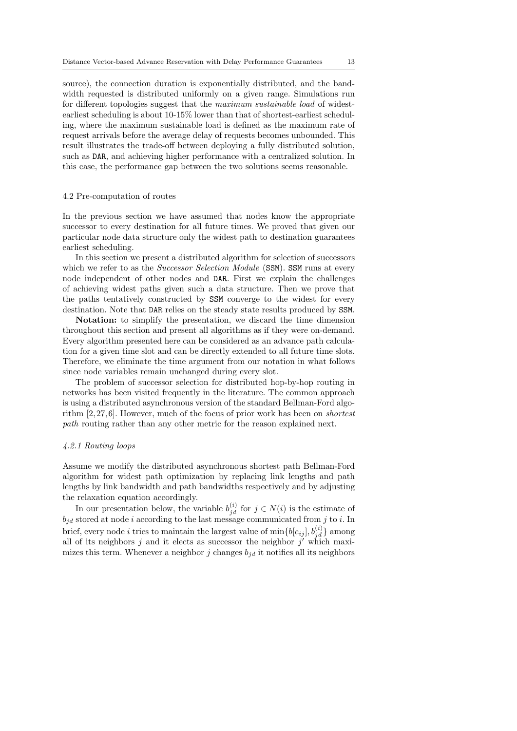source), the connection duration is exponentially distributed, and the bandwidth requested is distributed uniformly on a given range. Simulations run for different topologies suggest that the *maximum sustainable load* of widest-earliest scheduling is about 10-15% lower than that of shortest-earliest scheduling, where the maximum sustainable load is defined as the maximum rate of request arrivals before the average delay of requests becomes unbounded. This result illustrates the trade-off between deploying a fully distributed solution, such as DAR, and achieving higher performance with a centralized solution. In this case, the performance gap between the two solutions seems reasonable.

### 4.2 Pre-computation of routes

In the previous section we have assumed that nodes know the appropriate successor to every destination for all future times. We proved that given our particular node data structure only the widest path to destination guarantees earliest scheduling.

In this section we present a distributed algorithm for selection of successors which we refer to as the *Successor Selection Module* (SSM). SSM runs at every node independent of other nodes and DAR. First we explain the challenges of achieving widest paths given such a data structure. Then we prove that the paths tentatively constructed by SSM converge to the widest for every destination. Note that DAR relies on the steady state results produced by SSM.

**Notation:** to simplify the presentation, we discard the time dimension throughout this section and present all algorithms as if they were on-demand. Every algorithm presented here can be considered as an advance path calculation for a given time slot and can be directly extended to all future time slots. Therefore, we eliminate the time argument from our notation in what follows since node variables remain unchanged during every slot.

The problem of successor selection for distributed hop-by-hop routing in networks has been visited frequently in the literature. The common approach is using a distributed asynchronous version of the standard Bellman-Ford algorithm [2, 27, 6]. However, much of the focus of prior work has been on *shortest path* routing rather than any other metric for the reason explained next.

#### *4.2.1 Routing loops*

Assume we modify the distributed asynchronous shortest path Bellman-Ford algorithm for widest path optimization by replacing link lengths and path lengths by link bandwidth and path bandwidths respectively and by adjusting the relaxation equation accordingly.

In our presentation below, the variable $b_{jd}^{(i)}$ for $j \in N(i)$ is the estimate of $b_{jd}$ stored at node $i$ according to the last message communicated from $j$ to $i$. In brief, every node $i$ tries to maintain the largest value of $\min\{b[e_{ij}], b_{jd}^{(i)}\}$ among all of its neighbors $j$ and it elects as successor the neighbor $j'$ which maximizes this term. Whenever a neighbor $j$ changes $b_{jd}$ it notifies all its neighbors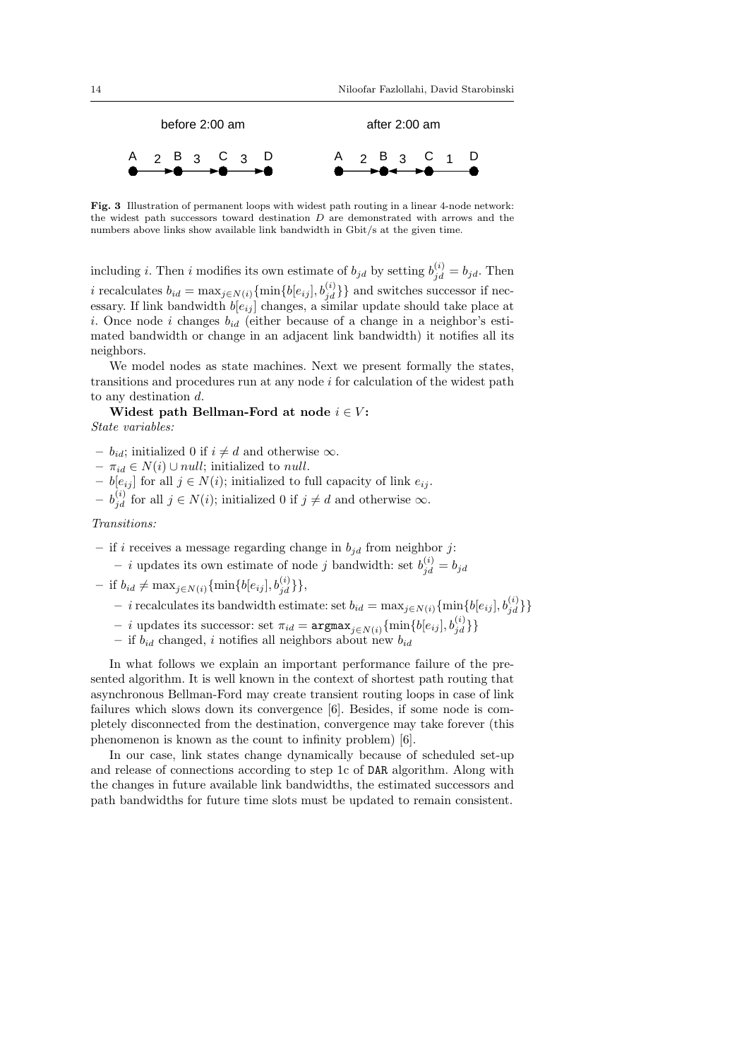**Fig. 3** Illustration of permanent loops with widest path routing in a linear 4-node network: the widest path successors toward destination $D$ are demonstrated with arrows and the numbers above links show available link bandwidth in Gbit/s at the given time.

including $i$. Then $i$ modifies its own estimate of $b_{jd}$ by setting $b_{jd}^{(i)} = b_{jd}$. Then $i$ recalculates $b_{id} = \max_{j \in N(i)}\{\min\{b[e_{ij}], b_{jd}^{(i)}\}\}$ and switches successor if necessary. If link bandwidth $b[e_{ij}]$ changes, a similar update should take place at $i$. Once node $i$ changes $b_{id}$ (either because of a change in a neighbor's estimated bandwidth or change in an adjacent link bandwidth) it notifies all its neighbors.

We model nodes as state machines. Next we present formally the states, transitions and procedures run at any node $i$ for calculation of the widest path to any destination $d$.

**Widest path Bellman-Ford at node $i \in V$:**

*State variables:*

- $b_{id}$; initialized 0 if $i \neq d$ and otherwise $\infty$.
- $\pi_{id} \in N(i) \cup null$; initialized to $null$.
- $b[e_{ij}]$ for all $j \in N(i)$; initialized to full capacity of link $e_{ij}$.
- $b_{jd}^{(i)}$ for all $j \in N(i)$; initialized 0 if $j \neq d$ and otherwise $\infty$.

*Transitions:*

- if $i$ receives a message regarding change in $b_{jd}$ from neighbor $j$:
  - $i$ updates its own estimate of node $j$ bandwidth: set $b_{jd}^{(i)} = b_{jd}$
- if $b_{id} \neq \max_{j \in N(i)}\{\min\{b[e_{ij}], b_{jd}^{(i)}\}\}$,
  - $i$ recalculates its bandwidth estimate: set $b_{id} = \max_{j \in N(i)}\{\min\{b[e_{ij}], b_{jd}^{(i)}\}\}$
  - $i$ updates its successor: set $\pi_{id} = \texttt{argmax}_{j \in N(i)}\{\min\{b[e_{ij}], b_{jd}^{(i)}\}\}$
  - if $b_{id}$ changed, $i$ notifies all neighbors about new $b_{id}$

In what follows we explain an important performance failure of the presented algorithm. It is well known in the context of shortest path routing that asynchronous Bellman-Ford may create transient routing loops in case of link failures which slows down its convergence [6]. Besides, if some node is completely disconnected from the destination, convergence may take forever (this phenomenon is known as the count to infinity problem) [6].

In our case, link states change dynamically because of scheduled set-up and release of connections according to step 1c of `DAR` algorithm. Along with the changes in future available link bandwidths, the estimated successors and path bandwidths for future time slots must be updated to remain consistent.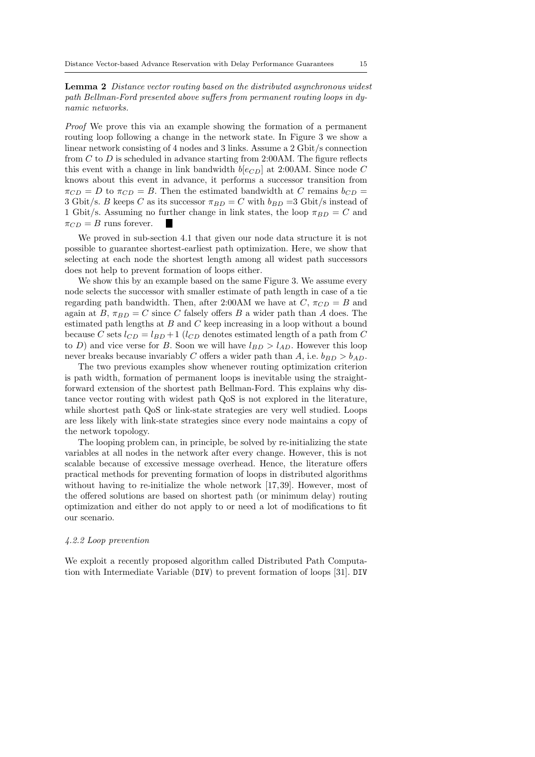**Lemma 2** *Distance vector routing based on the distributed asynchronous widest path Bellman-Ford presented above suffers from permanent routing loops in dynamic networks.*

*Proof* We prove this via an example showing the formation of a permanent routing loop following a change in the network state. In Figure 3 we show a linear network consisting of 4 nodes and 3 links. Assume a 2 Gbit/s connection from $C$ to $D$ is scheduled in advance starting from 2:00AM. The figure reflects this event with a change in link bandwidth $b[e_{CD}]$ at 2:00AM. Since node $C$ knows about this event in advance, it performs a successor transition from $\pi_{CD} = D$ to $\pi_{CD} = B$. Then the estimated bandwidth at $C$ remains $b_{CD} =$ 3 Gbit/s. $B$ keeps $C$ as its successor $\pi_{BD} = C$ with $b_{BD}$ =3 Gbit/s instead of 1 Gbit/s. Assuming no further change in link states, the loop $\pi_{BD} = C$ and $\pi_{CD} = B$ runs forever. ∎

We proved in sub-section 4.1 that given our node data structure it is not possible to guarantee shortest-earliest path optimization. Here, we show that selecting at each node the shortest length among all widest path successors does not help to prevent formation of loops either.

We show this by an example based on the same Figure 3. We assume every node selects the successor with smaller estimate of path length in case of a tie regarding path bandwidth. Then, after 2:00AM we have at $C$, $\pi_{CD} = B$ and again at $B$, $\pi_{BD} = C$ since $C$ falsely offers $B$ a wider path than $A$ does. The estimated path lengths at $B$ and $C$ keep increasing in a loop without a bound because $C$ sets $l_{CD} = l_{BD} + 1$ ($l_{CD}$ denotes estimated length of a path from $C$ to $D$) and vice verse for $B$. Soon we will have $l_{BD} > l_{AD}$. However this loop never breaks because invariably $C$ offers a wider path than $A$, i.e. $b_{BD} > b_{AD}$.

The two previous examples show whenever routing optimization criterion is path width, formation of permanent loops is inevitable using the straightforward extension of the shortest path Bellman-Ford. This explains why distance vector routing with widest path QoS is not explored in the literature, while shortest path QoS or link-state strategies are very well studied. Loops are less likely with link-state strategies since every node maintains a copy of the network topology.

The looping problem can, in principle, be solved by re-initializing the state variables at all nodes in the network after every change. However, this is not scalable because of excessive message overhead. Hence, the literature offers practical methods for preventing formation of loops in distributed algorithms without having to re-initialize the whole network [17,39]. However, most of the offered solutions are based on shortest path (or minimum delay) routing optimization and either do not apply to or need a lot of modifications to fit our scenario.

#### *4.2.2 Loop prevention*

We exploit a recently proposed algorithm called Distributed Path Computation with Intermediate Variable (`DIV`) to prevent formation of loops [31]. `DIV`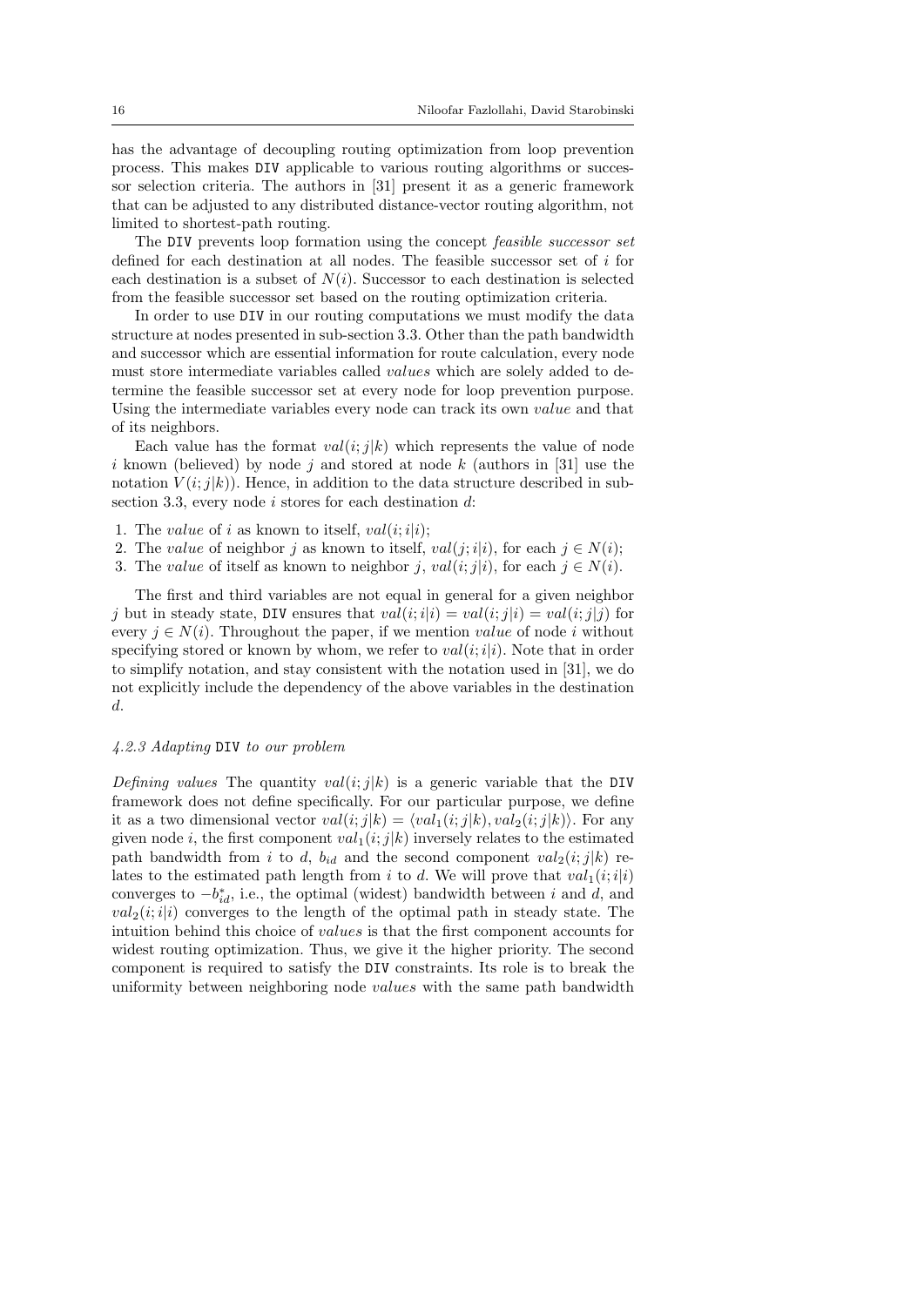has the advantage of decoupling routing optimization from loop prevention process. This makes DIV applicable to various routing algorithms or successor selection criteria. The authors in [31] present it as a generic framework that can be adjusted to any distributed distance-vector routing algorithm, not limited to shortest-path routing.

The DIV prevents loop formation using the concept *feasible successor set* defined for each destination at all nodes. The feasible successor set of $i$ for each destination is a subset of $N(i)$. Successor to each destination is selected from the feasible successor set based on the routing optimization criteria.

In order to use DIV in our routing computations we must modify the data structure at nodes presented in sub-section 3.3. Other than the path bandwidth and successor which are essential information for route calculation, every node must store intermediate variables called *values* which are solely added to determine the feasible successor set at every node for loop prevention purpose. Using the intermediate variables every node can track its own *value* and that of its neighbors.

Each value has the format $val(i;j|k)$ which represents the value of node $i$ known (believed) by node $j$ and stored at node $k$ (authors in [31] use the notation $V(i;j|k)$). Hence, in addition to the data structure described in subsection 3.3, every node $i$ stores for each destination $d$:

1. The *value* of $i$ as known to itself, $val(i;i|i)$;
2. The *value* of neighbor $j$ as known to itself, $val(j;i|i)$, for each $j \in N(i)$;
3. The *value* of itself as known to neighbor $j$, $val(i;j|i)$, for each $j \in N(i)$.

The first and third variables are not equal in general for a given neighbor $j$ but in steady state, DIV ensures that $val(i;i|i) = val(i;j|i) = val(i;j|j)$ for every $j \in N(i)$. Throughout the paper, if we mention *value* of node $i$ without specifying stored or known by whom, we refer to $val(i;i|i)$. Note that in order to simplify notation, and stay consistent with the notation used in [31], we do not explicitly include the dependency of the above variables in the destination $d$.

#### 4.2.3 Adapting DIV to our problem

*Defining values* The quantity $val(i;j|k)$ is a generic variable that the DIV framework does not define specifically. For our particular purpose, we define it as a two dimensional vector $val(i;j|k) = \langle val_1(i;j|k), val_2(i;j|k)\rangle$. For any given node $i$, the first component $val_1(i;j|k)$ inversely relates to the estimated path bandwidth from $i$ to $d$, $b_{id}$ and the second component $val_2(i;j|k)$ relates to the estimated path length from $i$ to $d$. We will prove that $val_1(i;i|i)$ converges to $-b^*_{id}$, i.e., the optimal (widest) bandwidth between $i$ and $d$, and $val_2(i;i|i)$ converges to the length of the optimal path in steady state. The intuition behind this choice of *values* is that the first component accounts for widest routing optimization. Thus, we give it the higher priority. The second component is required to satisfy the DIV constraints. Its role is to break the uniformity between neighboring node *values* with the same path bandwidth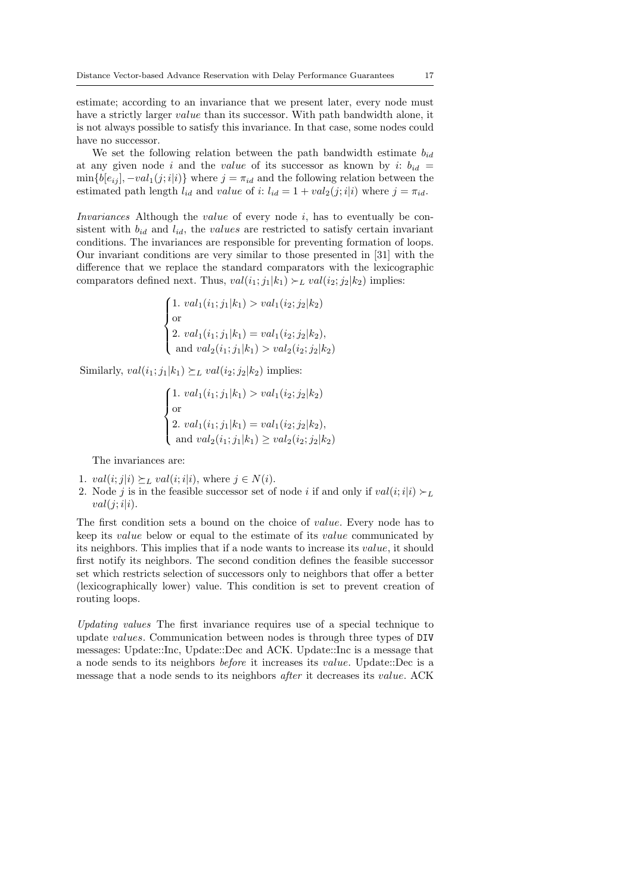estimate; according to an invariance that we present later, every node must have a strictly larger *value* than its successor. With path bandwidth alone, it is not always possible to satisfy this invariance. In that case, some nodes could have no successor.

We set the following relation between the path bandwidth estimate $b_{id}$ at any given node $i$ and the *value* of its successor as known by $i$: $b_{id} = \min\{b[e_{ij}], -val_1(j;i|i)\}$ where $j = \pi_{id}$ and the following relation between the estimated path length $l_{id}$ and *value* of $i$: $l_{id} = 1 + val_2(j;i|i)$ where $j = \pi_{id}$.

*Invariances* Although the *value* of every node $i$, has to eventually be consistent with $b_{id}$ and $l_{id}$, the *values* are restricted to satisfy certain invariant conditions. The invariances are responsible for preventing formation of loops. Our invariant conditions are very similar to those presented in [31] with the difference that we replace the standard comparators with the lexicographic comparators defined next. Thus, $val(i_1;j_1|k_1) \succ_L val(i_2;j_2|k_2)$ implies:

$$
\begin{cases}
1.\ val_1(i_1;j_1|k_1) > val_1(i_2;j_2|k_2) \\
\text{or} \\
2.\ val_1(i_1;j_1|k_1) = val_1(i_2;j_2|k_2), \\
\text{and } val_2(i_1;j_1|k_1) > val_2(i_2;j_2|k_2)
\end{cases}
$$

Similarly, $val(i_1;j_1|k_1) \succeq_L val(i_2;j_2|k_2)$ implies:

$$
\begin{cases}
1.\ val_1(i_1;j_1|k_1) > val_1(i_2;j_2|k_2) \\
\text{or} \\
2.\ val_1(i_1;j_1|k_1) = val_1(i_2;j_2|k_2), \\
\text{and } val_2(i_1;j_1|k_1) \geq val_2(i_2;j_2|k_2)
\end{cases}
$$

The invariances are:

1. $val(i;j|i) \succeq_L val(i;i|i)$, where $j \in N(i)$.
2. Node $j$ is in the feasible successor set of node $i$ if and only if $val(i;i|i) \succ_L val(j;i|i)$.

The first condition sets a bound on the choice of *value*. Every node has to keep its *value* below or equal to the estimate of its *value* communicated by its neighbors. This implies that if a node wants to increase its *value*, it should first notify its neighbors. The second condition defines the feasible successor set which restricts selection of successors only to neighbors that offer a better (lexicographically lower) value. This condition is set to prevent creation of routing loops.

*Updating values* The first invariance requires use of a special technique to update *values*. Communication between nodes is through three types of `DIV` messages: Update::Inc, Update::Dec and ACK. Update::Inc is a message that a node sends to its neighbors *before* it increases its *value*. Update::Dec is a message that a node sends to its neighbors *after* it decreases its *value*. ACK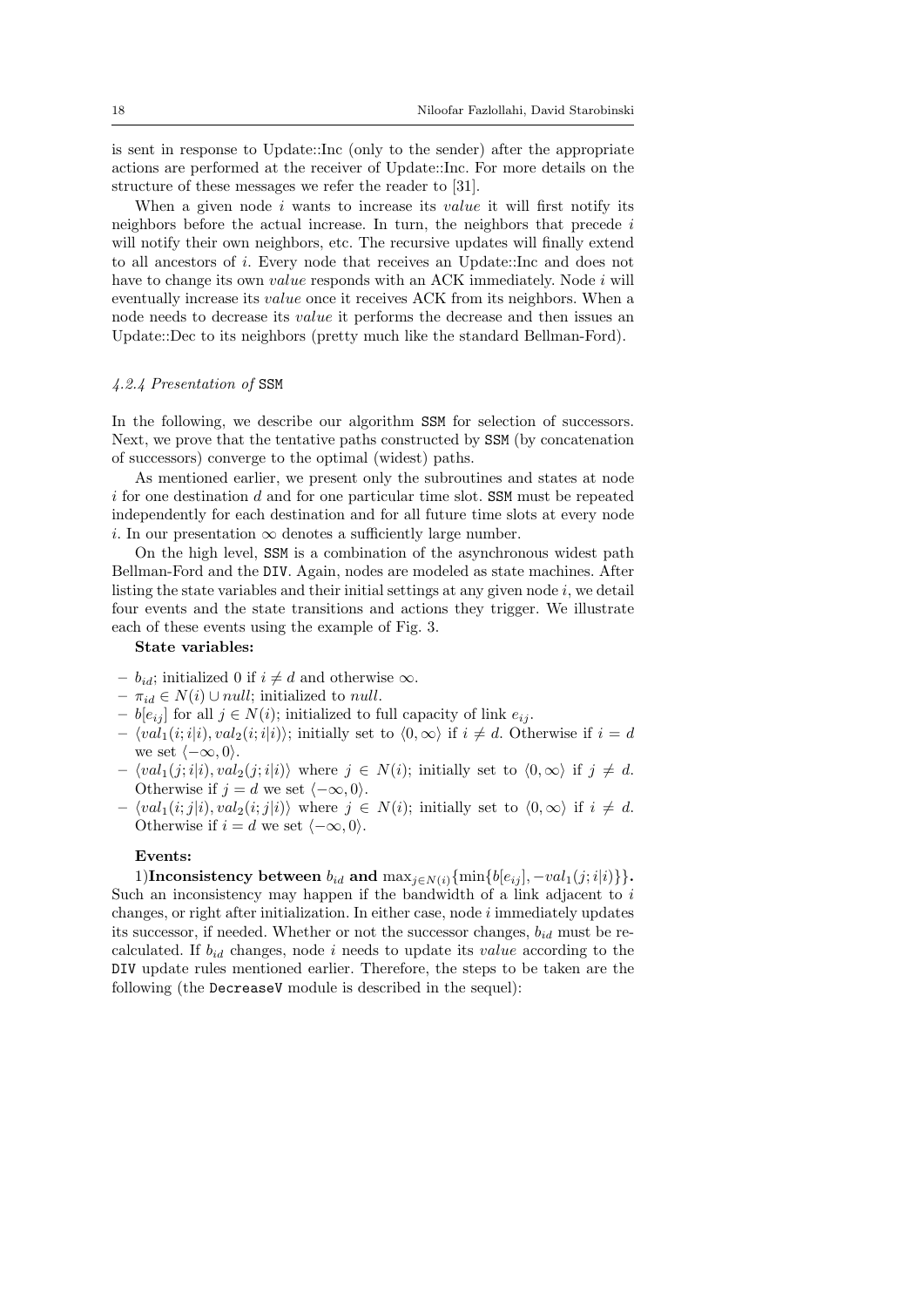is sent in response to Update::Inc (only to the sender) after the appropriate actions are performed at the receiver of Update::Inc. For more details on the structure of these messages we refer the reader to [31].

When a given node $i$ wants to increase its *value* it will first notify its neighbors before the actual increase. In turn, the neighbors that precede $i$ will notify their own neighbors, etc. The recursive updates will finally extend to all ancestors of $i$. Every node that receives an Update::Inc and does not have to change its own *value* responds with an ACK immediately. Node $i$ will eventually increase its *value* once it receives ACK from its neighbors. When a node needs to decrease its *value* it performs the decrease and then issues an Update::Dec to its neighbors (pretty much like the standard Bellman-Ford).

#### *4.2.4 Presentation of* `SSM`

In the following, we describe our algorithm `SSM` for selection of successors. Next, we prove that the tentative paths constructed by `SSM` (by concatenation of successors) converge to the optimal (widest) paths.

As mentioned earlier, we present only the subroutines and states at node $i$ for one destination $d$ and for one particular time slot. `SSM` must be repeated independently for each destination and for all future time slots at every node $i$. In our presentation $\infty$ denotes a sufficiently large number.

On the high level, `SSM` is a combination of the asynchronous widest path Bellman-Ford and the `DIV`. Again, nodes are modeled as state machines. After listing the state variables and their initial settings at any given node $i$, we detail four events and the state transitions and actions they trigger. We illustrate each of these events using the example of Fig. 3.

**State variables:**

- $b_{id}$; initialized 0 if $i \neq d$ and otherwise $\infty$.
- $\pi_{id} \in N(i) \cup null$; initialized to *null*.
- $b[e_{ij}]$ for all $j \in N(i)$; initialized to full capacity of link $e_{ij}$.
- $\langle val_1(i;i|i), val_2(i;i|i)\rangle$; initially set to $\langle 0, \infty\rangle$ if $i \neq d$. Otherwise if $i = d$ we set $\langle -\infty, 0\rangle$.
- $\langle val_1(j;i|i), val_2(j;i|i)\rangle$ where $j \in N(i)$; initially set to $\langle 0, \infty\rangle$ if $j \neq d$. Otherwise if $j = d$ we set $\langle -\infty, 0\rangle$.
- $\langle val_1(i;j|i), val_2(i;j|i)\rangle$ where $j \in N(i)$; initially set to $\langle 0, \infty\rangle$ if $i \neq d$. Otherwise if $i = d$ we set $\langle -\infty, 0\rangle$.

**Events:**

1)**Inconsistency between $b_{id}$ and $\max_{j\in N(i)}\{\min\{b[e_{ij}], -val_1(j;i|i)\}\}$.** Such an inconsistency may happen if the bandwidth of a link adjacent to $i$ changes, or right after initialization. In either case, node $i$ immediately updates its successor, if needed. Whether or not the successor changes, $b_{id}$ must be recalculated. If $b_{id}$ changes, node $i$ needs to update its *value* according to the `DIV` update rules mentioned earlier. Therefore, the steps to be taken are the following (the `DecreaseV` module is described in the sequel):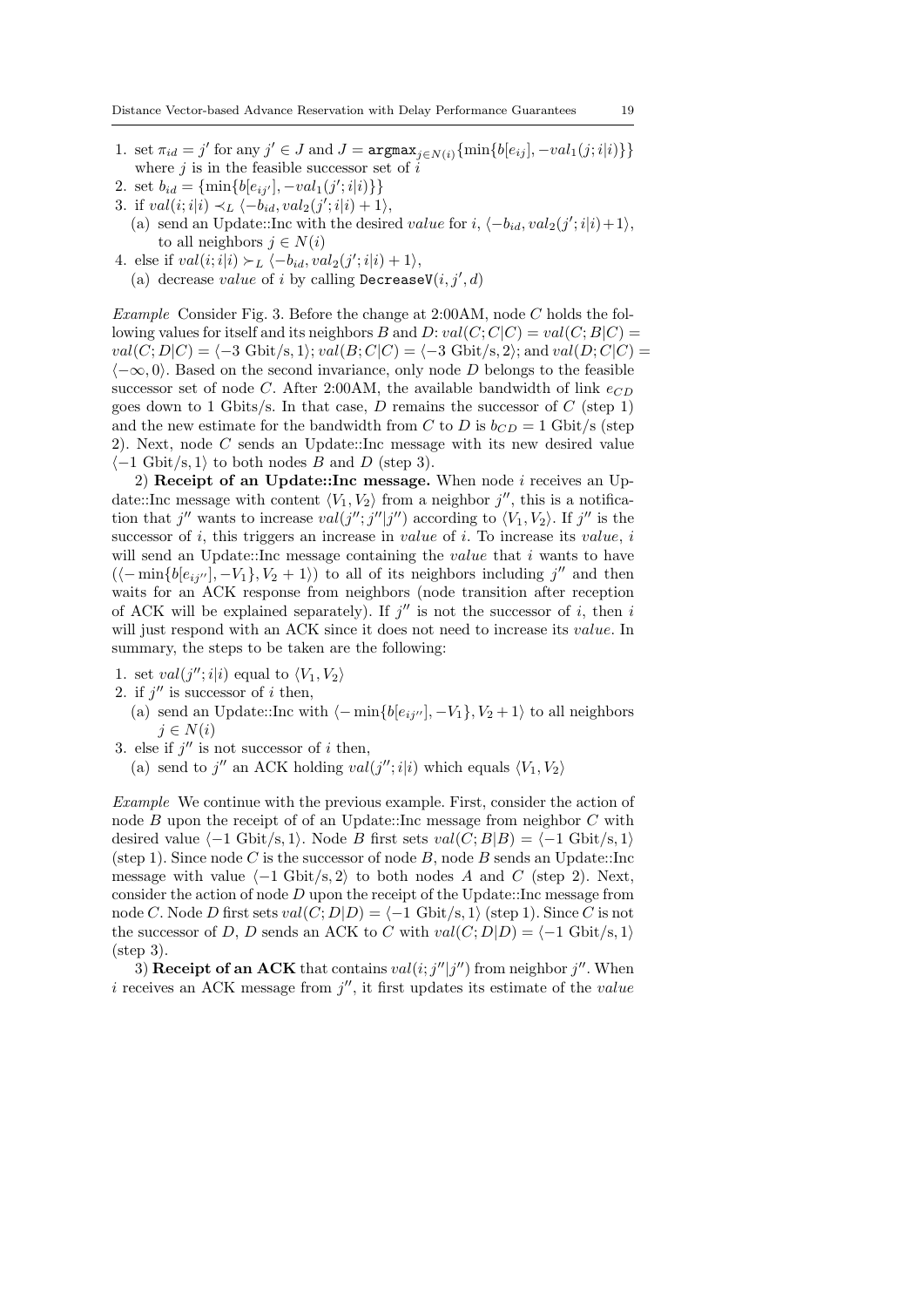1. set $\pi_{id} = j'$ for any $j' \in J$ and $J = \texttt{argmax}_{j \in N(i)}\{\min\{b[e_{ij}], -val_1(j;i|i)\}\}$ where $j$ is in the feasible successor set of $i$
2. set $b_{id} = \{\min\{b[e_{ij'}], -val_1(j';i|i)\}\}$
3. if $val(i;i|i) \prec_L \langle -b_{id}, val_2(j';i|i)+1\rangle$,
   (a) send an Update::Inc with the desired *value* for $i$, $\langle -b_{id}, val_2(j';i|i)+1\rangle$, to all neighbors $j \in N(i)$
4. else if $val(i;i|i) \succ_L \langle -b_{id}, val_2(j';i|i)+1\rangle$,
   (a) decrease *value* of $i$ by calling $\texttt{DecreaseV}(i, j', d)$

*Example* Consider Fig. 3. Before the change at 2:00AM, node $C$ holds the following values for itself and its neighbors $B$ and $D$: $val(C;C|C) = val(C;B|C) = val(C;D|C) = \langle -3 \text{ Gbit/s}, 1\rangle$; $val(B;C|C) = \langle -3 \text{ Gbit/s}, 2\rangle$; and $val(D;C|C) = \langle -\infty, 0\rangle$. Based on the second invariance, only node $D$ belongs to the feasible successor set of node $C$. After 2:00AM, the available bandwidth of link $e_{CD}$ goes down to 1 Gbits/s. In that case, $D$ remains the successor of $C$ (step 1) and the new estimate for the bandwidth from $C$ to $D$ is $b_{CD} = 1$ Gbit/s (step 2). Next, node $C$ sends an Update::Inc message with its new desired value $\langle -1 \text{ Gbit/s}, 1\rangle$ to both nodes $B$ and $D$ (step 3).

2) **Receipt of an Update::Inc message.** When node $i$ receives an Update::Inc message with content $\langle V_1, V_2\rangle$ from a neighbor $j''$, this is a notification that $j''$ wants to increase $val(j'';j''|j'')$ according to $\langle V_1, V_2\rangle$. If $j''$ is the successor of $i$, this triggers an increase in *value* of $i$. To increase its *value*, $i$ will send an Update::Inc message containing the *value* that $i$ wants to have $(\langle -\min\{b[e_{ij''}], -V_1\}, V_2+1\rangle)$ to all of its neighbors including $j''$ and then waits for an ACK response from neighbors (node transition after reception of ACK will be explained separately). If $j''$ is not the successor of $i$, then $i$ will just respond with an ACK since it does not need to increase its *value*. In summary, the steps to be taken are the following:

1. set $val(j'';i|i)$ equal to $\langle V_1, V_2\rangle$
2. if $j''$ is successor of $i$ then,
   (a) send an Update::Inc with $\langle -\min\{b[e_{ij''}], -V_1\}, V_2+1\rangle$ to all neighbors $j \in N(i)$
3. else if $j''$ is not successor of $i$ then,
   (a) send to $j''$ an ACK holding $val(j'';i|i)$ which equals $\langle V_1, V_2\rangle$

*Example* We continue with the previous example. First, consider the action of node $B$ upon the receipt of of an Update::Inc message from neighbor $C$ with desired value $\langle -1 \text{ Gbit/s}, 1\rangle$. Node $B$ first sets $val(C;B|B) = \langle -1 \text{ Gbit/s}, 1\rangle$ (step 1). Since node $C$ is the successor of node $B$, node $B$ sends an Update::Inc message with value $\langle -1 \text{ Gbit/s}, 2\rangle$ to both nodes $A$ and $C$ (step 2). Next, consider the action of node $D$ upon the receipt of the Update::Inc message from node $C$. Node $D$ first sets $val(C;D|D) = \langle -1 \text{ Gbit/s}, 1\rangle$ (step 1). Since $C$ is not the successor of $D$, $D$ sends an ACK to $C$ with $val(C;D|D) = \langle -1 \text{ Gbit/s}, 1\rangle$ (step 3).

3) **Receipt of an ACK** that contains $val(i;j''|j'')$ from neighbor $j''$. When $i$ receives an ACK message from $j''$, it first updates its estimate of the *value*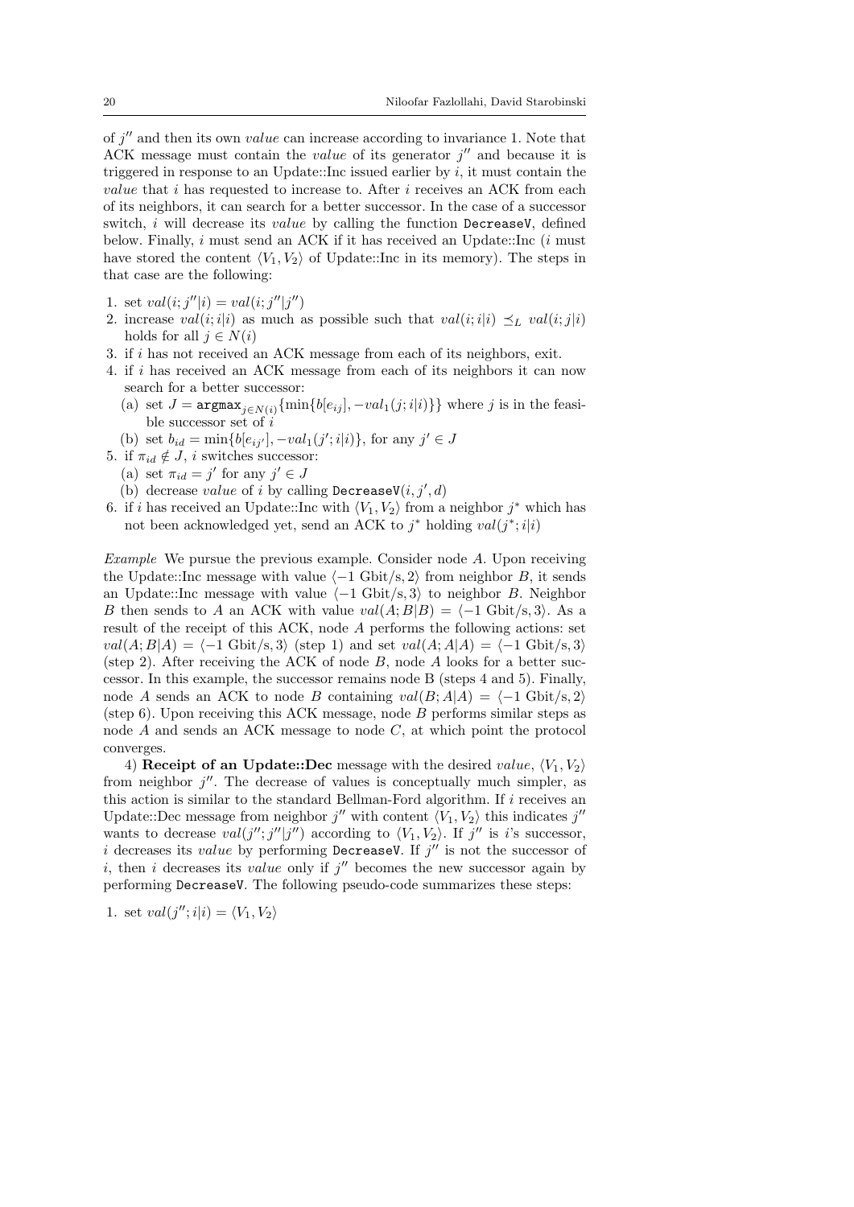of $j''$ and then its own *value* can increase according to invariance 1. Note that ACK message must contain the *value* of its generator $j''$ and because it is triggered in response to an Update::Inc issued earlier by $i$, it must contain the *value* that $i$ has requested to increase to. After $i$ receives an ACK from each of its neighbors, it can search for a better successor. In the case of a successor switch, $i$ will decrease its *value* by calling the function `DecreaseV`, defined below. Finally, $i$ must send an ACK if it has received an Update::Inc ($i$ must have stored the content $\langle V_1, V_2 \rangle$ of Update::Inc in its memory). The steps in that case are the following:

1. set $val(i; j''|i) = val(i; j''|j'')$
2. increase $val(i; i|i)$ as much as possible such that $val(i; i|i) \preceq_L val(i; j|i)$ holds for all $j \in N(i)$
3. if $i$ has not received an ACK message from each of its neighbors, exit.
4. if $i$ has received an ACK message from each of its neighbors it can now search for a better successor:
   (a) set $J = \texttt{argmax}_{j \in N(i)} \{\min\{b[e_{ij}], -val_1(j; i|i)\}\}$ where $j$ is in the feasible successor set of $i$
   (b) set $b_{id} = \min\{b[e_{ij'}], -val_1(j'; i|i)\}$, for any $j' \in J$
5. if $\pi_{id} \notin J$, $i$ switches successor:
   (a) set $\pi_{id} = j'$ for any $j' \in J$
   (b) decrease *value* of $i$ by calling `DecreaseV`$(i, j', d)$
6. if $i$ has received an Update::Inc with $\langle V_1, V_2 \rangle$ from a neighbor $j^*$ which has not been acknowledged yet, send an ACK to $j^*$ holding $val(j^*; i|i)$

*Example* We pursue the previous example. Consider node $A$. Upon receiving the Update::Inc message with value $\langle -1 \text{ Gbit/s}, 2 \rangle$ from neighbor $B$, it sends an Update::Inc message with value $\langle -1 \text{ Gbit/s}, 3 \rangle$ to neighbor $B$. Neighbor $B$ then sends to $A$ an ACK with value $val(A; B|B) = \langle -1 \text{ Gbit/s}, 3 \rangle$. As a result of the receipt of this ACK, node $A$ performs the following actions: set $val(A; B|A) = \langle -1 \text{ Gbit/s}, 3 \rangle$ (step 1) and set $val(A; A|A) = \langle -1 \text{ Gbit/s}, 3 \rangle$ (step 2). After receiving the ACK of node $B$, node $A$ looks for a better successor. In this example, the successor remains node B (steps 4 and 5). Finally, node $A$ sends an ACK to node $B$ containing $val(B; A|A) = \langle -1 \text{ Gbit/s}, 2 \rangle$ (step 6). Upon receiving this ACK message, node $B$ performs similar steps as node $A$ and sends an ACK message to node $C$, at which point the protocol converges.

4) **Receipt of an Update::Dec** message with the desired *value*, $\langle V_1, V_2 \rangle$ from neighbor $j''$. The decrease of values is conceptually much simpler, as this action is similar to the standard Bellman-Ford algorithm. If $i$ receives an Update::Dec message from neighbor $j''$ with content $\langle V_1, V_2 \rangle$ this indicates $j''$ wants to decrease $val(j''; j''|j'')$ according to $\langle V_1, V_2 \rangle$. If $j''$ is $i$'s successor, $i$ decreases its *value* by performing `DecreaseV`. If $j''$ is not the successor of $i$, then $i$ decreases its *value* only if $j''$ becomes the new successor again by performing `DecreaseV`. The following pseudo-code summarizes these steps:

1. set $val(j''; i|i) = \langle V_1, V_2 \rangle$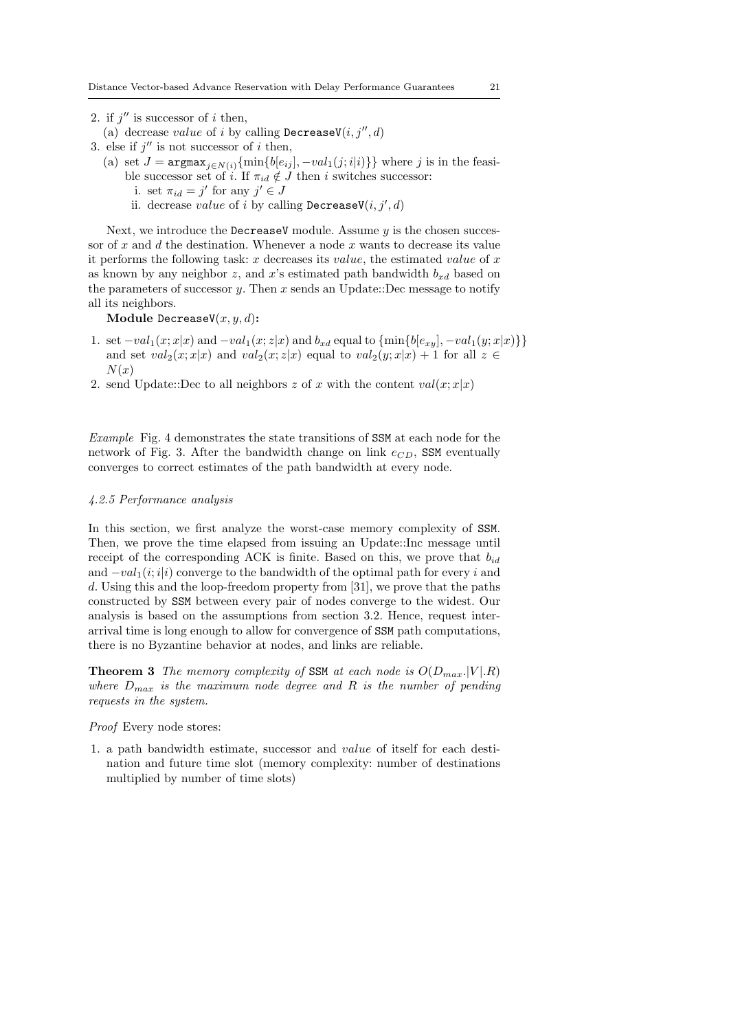2. if $j''$ is successor of $i$ then,
   (a) decrease *value* of $i$ by calling `DecreaseV`$(i, j'', d)$
3. else if $j''$ is not successor of $i$ then,
   (a) set $J = \texttt{argmax}_{j \in N(i)}\{\min\{b[e_{ij}], -val_1(j; i|i)\}\}$ where $j$ is in the feasible successor set of $i$. If $\pi_{id} \notin J$ then $i$ switches successor:
      i. set $\pi_{id} = j'$ for any $j' \in J$
      ii. decrease *value* of $i$ by calling `DecreaseV`$(i, j', d)$

Next, we introduce the `DecreaseV` module. Assume $y$ is the chosen successor of $x$ and $d$ the destination. Whenever a node $x$ wants to decrease its value it performs the following task: $x$ decreases its *value*, the estimated *value* of $x$ as known by any neighbor $z$, and $x$'s estimated path bandwidth $b_{xd}$ based on the parameters of successor $y$. Then $x$ sends an Update::Dec message to notify all its neighbors.

**Module** `DecreaseV`$(x, y, d)$**:**

1. set $-val_1(x; x|x)$ and $-val_1(x; z|x)$ and $b_{xd}$ equal to $\{\min\{b[e_{xy}], -val_1(y; x|x)\}\}$ and set $val_2(x; x|x)$ and $val_2(x; z|x)$ equal to $val_2(y; x|x) + 1$ for all $z \in N(x)$
2. send Update::Dec to all neighbors $z$ of $x$ with the content $val(x; x|x)$

*Example* Fig. 4 demonstrates the state transitions of `SSM` at each node for the network of Fig. 3. After the bandwidth change on link $e_{CD}$, `SSM` eventually converges to correct estimates of the path bandwidth at every node.

#### *4.2.5 Performance analysis*

In this section, we first analyze the worst-case memory complexity of `SSM`. Then, we prove the time elapsed from issuing an Update::Inc message until receipt of the corresponding ACK is finite. Based on this, we prove that $b_{id}$ and $-val_1(i; i|i)$ converge to the bandwidth of the optimal path for every $i$ and $d$. Using this and the loop-freedom property from [31], we prove that the paths constructed by `SSM` between every pair of nodes converge to the widest. Our analysis is based on the assumptions from section 3.2. Hence, request inter-arrival time is long enough to allow for convergence of `SSM` path computations, there is no Byzantine behavior at nodes, and links are reliable.

**Theorem 3** *The memory complexity of* `SSM` *at each node is* $O(D_{max}.|V|.R)$ *where* $D_{max}$ *is the maximum node degree and* $R$ *is the number of pending requests in the system.*

*Proof* Every node stores:

1. a path bandwidth estimate, successor and *value* of itself for each destination and future time slot (memory complexity: number of destinations multiplied by number of time slots)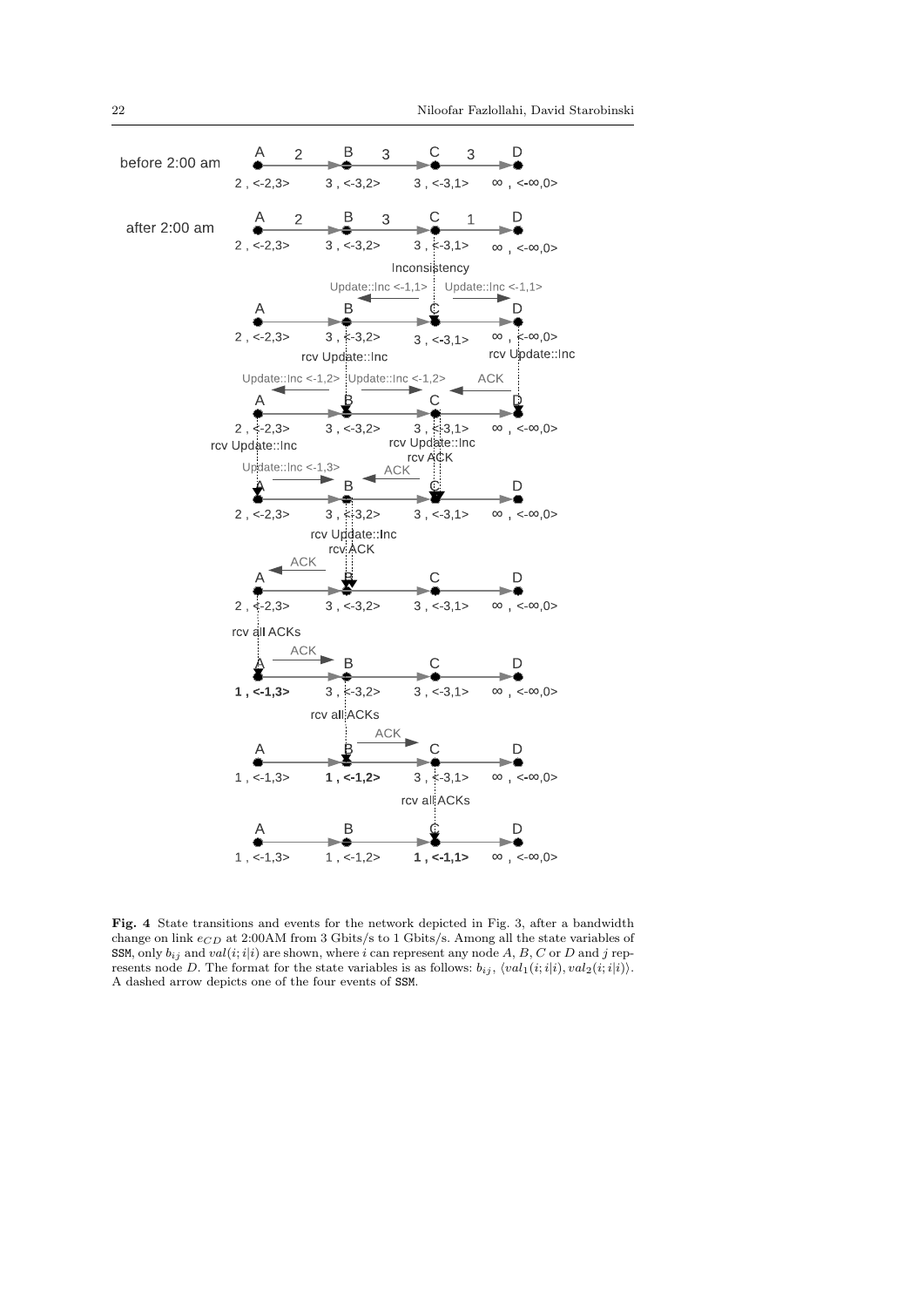**Fig. 4** State transitions and events for the network depicted in Fig. 3, after a bandwidth change on link $e_{CD}$ at 2:00AM from 3 Gbits/s to 1 Gbits/s. Among all the state variables of SSM, only $b_{ij}$ and $val(i;i|i)$ are shown, where $i$ can represent any node $A$, $B$, $C$ or $D$ and $j$ represents node $D$. The format for the state variables is as follows: $b_{ij}$, $\langle val_1(i;i|i), val_2(i;i|i)\rangle$. A dashed arrow depicts one of the four events of SSM.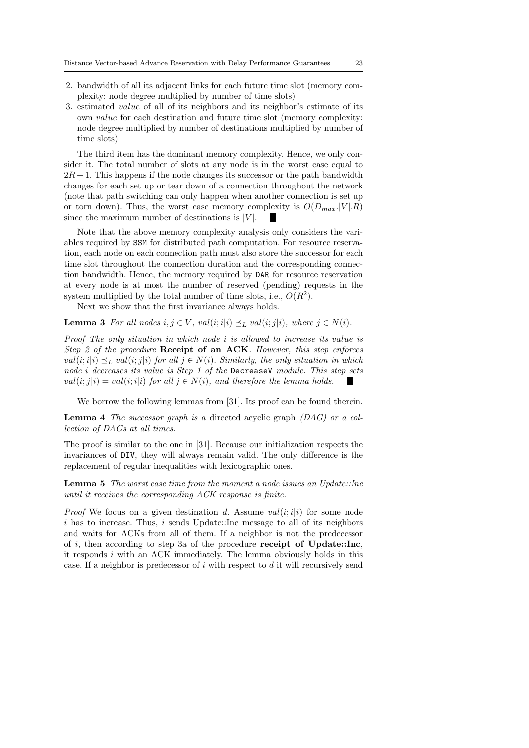2. bandwidth of all its adjacent links for each future time slot (memory complexity: node degree multiplied by number of time slots)
3. estimated *value* of all of its neighbors and its neighbor's estimate of its own *value* for each destination and future time slot (memory complexity: node degree multiplied by number of destinations multiplied by number of time slots)

The third item has the dominant memory complexity. Hence, we only consider it. The total number of slots at any node is in the worst case equal to $2R+1$. This happens if the node changes its successor or the path bandwidth changes for each set up or tear down of a connection throughout the network (note that path switching can only happen when another connection is set up or torn down). Thus, the worst case memory complexity is $O(D_{max}.|V|.R)$ since the maximum number of destinations is $|V|$. ∎

Note that the above memory complexity analysis only considers the variables required by SSM for distributed path computation. For resource reservation, each node on each connection path must also store the successor for each time slot throughout the connection duration and the corresponding connection bandwidth. Hence, the memory required by DAR for resource reservation at every node is at most the number of reserved (pending) requests in the system multiplied by the total number of time slots, i.e., $O(R^2)$.

Next we show that the first invariance always holds.

**Lemma 3** *For all nodes $i, j \in V$, $val(i;i|i) \preceq_L val(i;j|i)$, where $j \in N(i)$.*

*Proof The only situation in which node $i$ is allowed to increase its value is Step 2 of the procedure* **Receipt of an ACK**. *However, this step enforces $val(i;i|i) \preceq_L val(i;j|i)$ for all $j \in N(i)$. Similarly, the only situation in which node $i$ decreases its value is Step 1 of the* DecreaseV *module. This step sets $val(i;j|i) = val(i;i|i)$ for all $j \in N(i)$, and therefore the lemma holds.* ∎

We borrow the following lemmas from [31]. Its proof can be found therein.

**Lemma 4** *The successor graph is a* directed acyclic graph *(DAG) or a collection of DAGs at all times.*

The proof is similar to the one in [31]. Because our initialization respects the invariances of DIV, they will always remain valid. The only difference is the replacement of regular inequalities with lexicographic ones.

**Lemma 5** *The worst case time from the moment a node issues an Update::Inc until it receives the corresponding ACK response is finite.*

*Proof* We focus on a given destination $d$. Assume $val(i;i|i)$ for some node $i$ has to increase. Thus, $i$ sends Update::Inc message to all of its neighbors and waits for ACKs from all of them. If a neighbor is not the predecessor of $i$, then according to step 3a of the procedure **receipt of Update::Inc**, it responds $i$ with an ACK immediately. The lemma obviously holds in this case. If a neighbor is predecessor of $i$ with respect to $d$ it will recursively send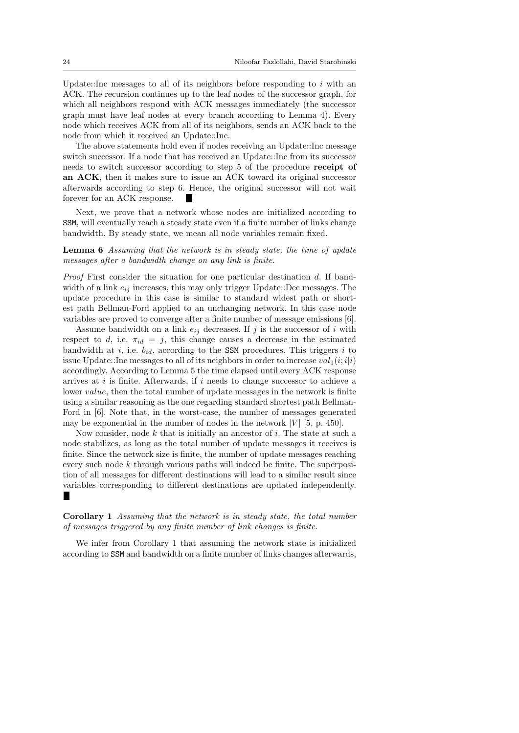Update::Inc messages to all of its neighbors before responding to $i$ with an ACK. The recursion continues up to the leaf nodes of the successor graph, for which all neighbors respond with ACK messages immediately (the successor graph must have leaf nodes at every branch according to Lemma 4). Every node which receives ACK from all of its neighbors, sends an ACK back to the node from which it received an Update::Inc.

The above statements hold even if nodes receiving an Update::Inc message switch successor. If a node that has received an Update::Inc from its successor needs to switch successor according to step 5 of the procedure **receipt of an ACK**, then it makes sure to issue an ACK toward its original successor afterwards according to step 6. Hence, the original successor will not wait forever for an ACK response. ■

Next, we prove that a network whose nodes are initialized according to SSM, will eventually reach a steady state even if a finite number of links change bandwidth. By steady state, we mean all node variables remain fixed.

**Lemma 6** *Assuming that the network is in steady state, the time of update messages after a bandwidth change on any link is finite.*

*Proof* First consider the situation for one particular destination $d$. If bandwidth of a link $e_{ij}$ increases, this may only trigger Update::Dec messages. The update procedure in this case is similar to standard widest path or shortest path Bellman-Ford applied to an unchanging network. In this case node variables are proved to converge after a finite number of message emissions [6].

Assume bandwidth on a link $e_{ij}$ decreases. If $j$ is the successor of $i$ with respect to $d$, i.e. $\pi_{id} = j$, this change causes a decrease in the estimated bandwidth at $i$, i.e. $b_{id}$, according to the SSM procedures. This triggers $i$ to issue Update::Inc messages to all of its neighbors in order to increase $val_1(i;i|i)$ accordingly. According to Lemma 5 the time elapsed until every ACK response arrives at $i$ is finite. Afterwards, if $i$ needs to change successor to achieve a lower *value*, then the total number of update messages in the network is finite using a similar reasoning as the one regarding standard shortest path Bellman-Ford in [6]. Note that, in the worst-case, the number of messages generated may be exponential in the number of nodes in the network $|V|$ [5, p. 450].

Now consider, node $k$ that is initially an ancestor of $i$. The state at such a node stabilizes, as long as the total number of update messages it receives is finite. Since the network size is finite, the number of update messages reaching every such node $k$ through various paths will indeed be finite. The superposition of all messages for different destinations will lead to a similar result since variables corresponding to different destinations are updated independently. ■

**Corollary 1** *Assuming that the network is in steady state, the total number of messages triggered by any finite number of link changes is finite.*

We infer from Corollary 1 that assuming the network state is initialized according to SSM and bandwidth on a finite number of links changes afterwards,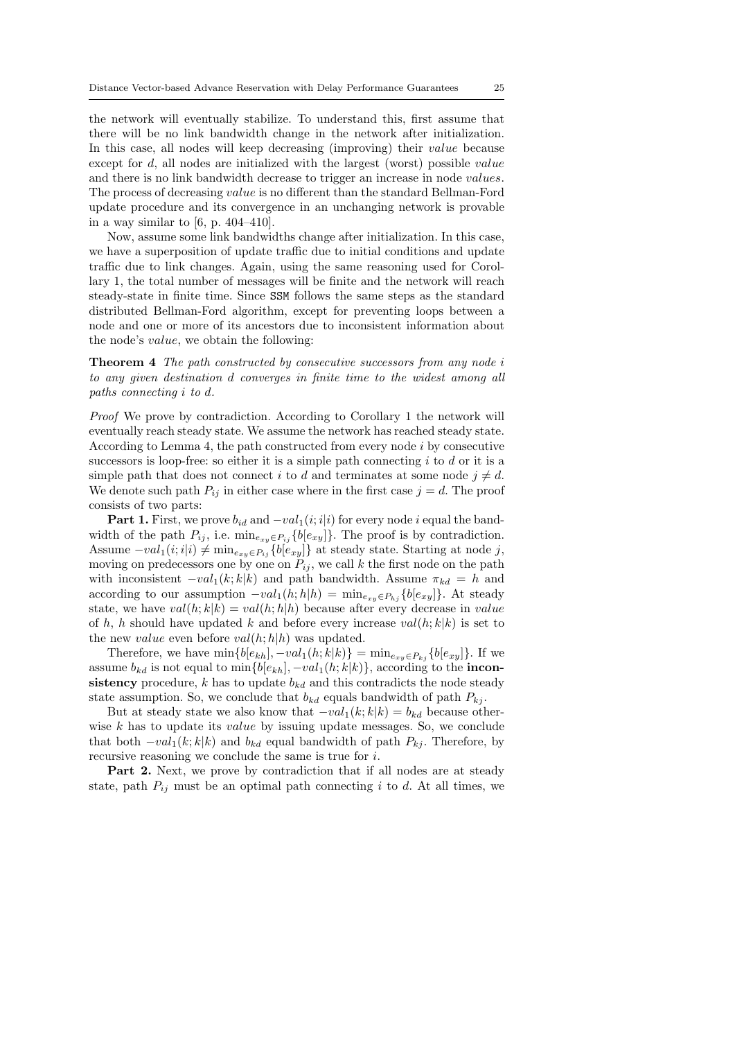the network will eventually stabilize. To understand this, first assume that there will be no link bandwidth change in the network after initialization. In this case, all nodes will keep decreasing (improving) their *value* because except for $d$, all nodes are initialized with the largest (worst) possible *value* and there is no link bandwidth decrease to trigger an increase in node *values*. The process of decreasing *value* is no different than the standard Bellman-Ford update procedure and its convergence in an unchanging network is provable in a way similar to [6, p. 404–410].

Now, assume some link bandwidths change after initialization. In this case, we have a superposition of update traffic due to initial conditions and update traffic due to link changes. Again, using the same reasoning used for Corollary 1, the total number of messages will be finite and the network will reach steady-state in finite time. Since SSM follows the same steps as the standard distributed Bellman-Ford algorithm, except for preventing loops between a node and one or more of its ancestors due to inconsistent information about the node's *value*, we obtain the following:

**Theorem 4** *The path constructed by consecutive successors from any node $i$ to any given destination $d$ converges in finite time to the widest among all paths connecting $i$ to $d$.*

*Proof* We prove by contradiction. According to Corollary 1 the network will eventually reach steady state. We assume the network has reached steady state. According to Lemma 4, the path constructed from every node $i$ by consecutive successors is loop-free: so either it is a simple path connecting $i$ to $d$ or it is a simple path that does not connect $i$ to $d$ and terminates at some node $j \neq d$. We denote such path $P_{ij}$ in either case where in the first case $j = d$. The proof consists of two parts:

**Part 1.** First, we prove $b_{id}$ and $-val_1(i;i|i)$ for every node $i$ equal the bandwidth of the path $P_{ij}$, i.e. $\min_{e_{xy} \in P_{ij}}\{b[e_{xy}]\}$. The proof is by contradiction. Assume $-val_1(i;i|i) \neq \min_{e_{xy} \in P_{ij}}\{b[e_{xy}]\}$ at steady state. Starting at node $j$, moving on predecessors one by one on $P_{ij}$, we call $k$ the first node on the path with inconsistent $-val_1(k;k|k)$ and path bandwidth. Assume $\pi_{kd} = h$ and according to our assumption $-val_1(h;h|h) = \min_{e_{xy} \in P_{hj}}\{b[e_{xy}]\}$. At steady state, we have $val(h;k|k) = val(h;h|h)$ because after every decrease in *value* of $h$, $h$ should have updated $k$ and before every increase $val(h;k|k)$ is set to the new *value* even before $val(h;h|h)$ was updated.

Therefore, we have $\min\{b[e_{kh}], -val_1(h;k|k)\} = \min_{e_{xy} \in P_{kj}}\{b[e_{xy}]\}$. If we assume $b_{kd}$ is not equal to $\min\{b[e_{kh}], -val_1(h;k|k)\}$, according to the **inconsistency** procedure, $k$ has to update $b_{kd}$ and this contradicts the node steady state assumption. So, we conclude that $b_{kd}$ equals bandwidth of path $P_{kj}$.

But at steady state we also know that $-val_1(k;k|k) = b_{kd}$ because otherwise $k$ has to update its *value* by issuing update messages. So, we conclude that both $-val_1(k;k|k)$ and $b_{kd}$ equal bandwidth of path $P_{kj}$. Therefore, by recursive reasoning we conclude the same is true for $i$.

**Part 2.** Next, we prove by contradiction that if all nodes are at steady state, path $P_{ij}$ must be an optimal path connecting $i$ to $d$. At all times, we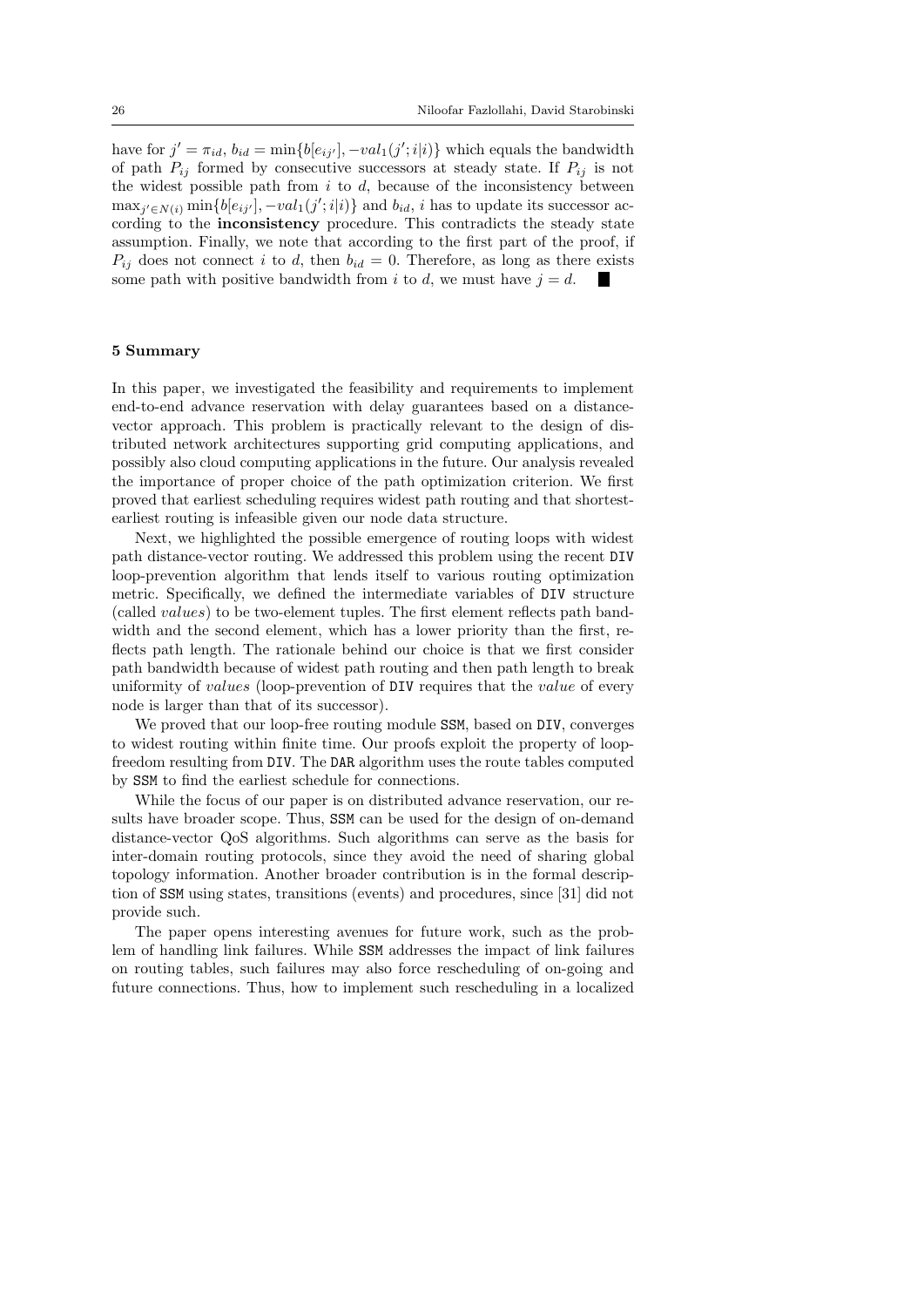have for $j' = \pi_{id}$, $b_{id} = \min\{b[e_{ij'}], -val_1(j'; i|i)\}$ which equals the bandwidth of path $P_{ij}$ formed by consecutive successors at steady state. If $P_{ij}$ is not the widest possible path from $i$ to $d$, because of the inconsistency between $\max_{j' \in N(i)} \min\{b[e_{ij'}], -val_1(j'; i|i)\}$ and $b_{id}$, $i$ has to update its successor according to the **inconsistency** procedure. This contradicts the steady state assumption. Finally, we note that according to the first part of the proof, if $P_{ij}$ does not connect $i$ to $d$, then $b_{id} = 0$. Therefore, as long as there exists some path with positive bandwidth from $i$ to $d$, we must have $j = d$. ■

## 5 Summary

In this paper, we investigated the feasibility and requirements to implement end-to-end advance reservation with delay guarantees based on a distance-vector approach. This problem is practically relevant to the design of distributed network architectures supporting grid computing applications, and possibly also cloud computing applications in the future. Our analysis revealed the importance of proper choice of the path optimization criterion. We first proved that earliest scheduling requires widest path routing and that shortest-earliest routing is infeasible given our node data structure.

Next, we highlighted the possible emergence of routing loops with widest path distance-vector routing. We addressed this problem using the recent DIV loop-prevention algorithm that lends itself to various routing optimization metric. Specifically, we defined the intermediate variables of DIV structure (called *values*) to be two-element tuples. The first element reflects path bandwidth and the second element, which has a lower priority than the first, reflects path length. The rationale behind our choice is that we first consider path bandwidth because of widest path routing and then path length to break uniformity of *values* (loop-prevention of DIV requires that the *value* of every node is larger than that of its successor).

We proved that our loop-free routing module SSM, based on DIV, converges to widest routing within finite time. Our proofs exploit the property of loop-freedom resulting from DIV. The DAR algorithm uses the route tables computed by SSM to find the earliest schedule for connections.

While the focus of our paper is on distributed advance reservation, our results have broader scope. Thus, SSM can be used for the design of on-demand distance-vector QoS algorithms. Such algorithms can serve as the basis for inter-domain routing protocols, since they avoid the need of sharing global topology information. Another broader contribution is in the formal description of SSM using states, transitions (events) and procedures, since [31] did not provide such.

The paper opens interesting avenues for future work, such as the problem of handling link failures. While SSM addresses the impact of link failures on routing tables, such failures may also force rescheduling of on-going and future connections. Thus, how to implement such rescheduling in a localized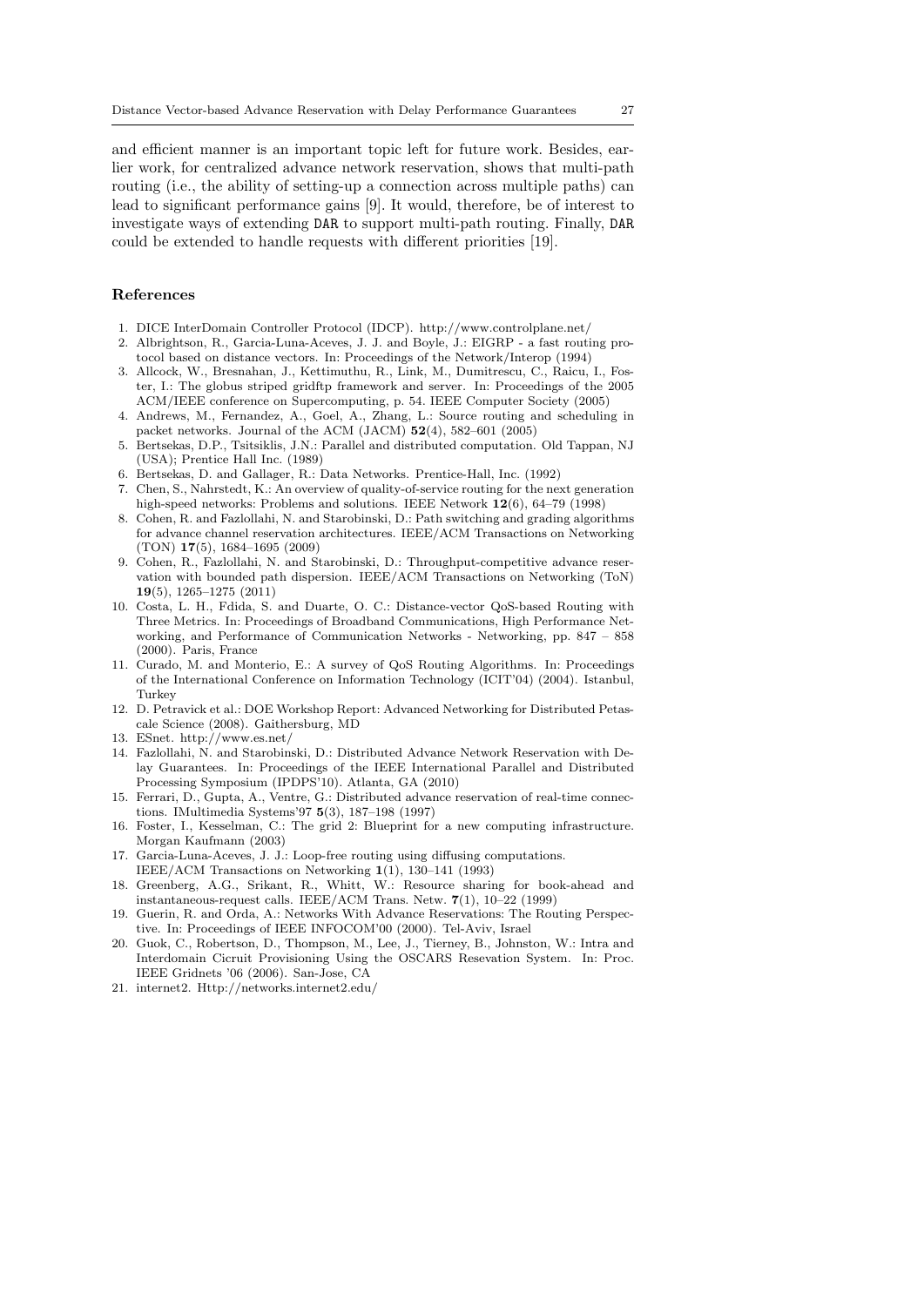and efficient manner is an important topic left for future work. Besides, earlier work, for centralized advance network reservation, shows that multi-path routing (i.e., the ability of setting-up a connection across multiple paths) can lead to significant performance gains [9]. It would, therefore, be of interest to investigate ways of extending DAR to support multi-path routing. Finally, DAR could be extended to handle requests with different priorities [19].

## References

1. DICE InterDomain Controller Protocol (IDCP). http://www.controlplane.net/
2. Albrightson, R., Garcia-Luna-Aceves, J. J. and Boyle, J.: EIGRP - a fast routing protocol based on distance vectors. In: Proceedings of the Network/Interop (1994)
3. Allcock, W., Bresnahan, J., Kettimuthu, R., Link, M., Dumitrescu, C., Raicu, I., Foster, I.: The globus striped gridftp framework and server. In: Proceedings of the 2005 ACM/IEEE conference on Supercomputing, p. 54. IEEE Computer Society (2005)
4. Andrews, M., Fernandez, A., Goel, A., Zhang, L.: Source routing and scheduling in packet networks. Journal of the ACM (JACM) **52**(4), 582–601 (2005)
5. Bertsekas, D.P., Tsitsiklis, J.N.: Parallel and distributed computation. Old Tappan, NJ (USA); Prentice Hall Inc. (1989)
6. Bertsekas, D. and Gallager, R.: Data Networks. Prentice-Hall, Inc. (1992)
7. Chen, S., Nahrstedt, K.: An overview of quality-of-service routing for the next generation high-speed networks: Problems and solutions. IEEE Network **12**(6), 64–79 (1998)
8. Cohen, R. and Fazlollahi, N. and Starobinski, D.: Path switching and grading algorithms for advance channel reservation architectures. IEEE/ACM Transactions on Networking (TON) **17**(5), 1684–1695 (2009)
9. Cohen, R., Fazlollahi, N. and Starobinski, D.: Throughput-competitive advance reservation with bounded path dispersion. IEEE/ACM Transactions on Networking (ToN) **19**(5), 1265–1275 (2011)
10. Costa, L. H., Fdida, S. and Duarte, O. C.: Distance-vector QoS-based Routing with Three Metrics. In: Proceedings of Broadband Communications, High Performance Networking, and Performance of Communication Networks - Networking, pp. 847 – 858 (2000). Paris, France
11. Curado, M. and Monterio, E.: A survey of QoS Routing Algorithms. In: Proceedings of the International Conference on Information Technology (ICIT'04) (2004). Istanbul, Turkey
12. D. Petravick et al.: DOE Workshop Report: Advanced Networking for Distributed Petascale Science (2008). Gaithersburg, MD
13. ESnet. http://www.es.net/
14. Fazlollahi, N. and Starobinski, D.: Distributed Advance Network Reservation with Delay Guarantees. In: Proceedings of the IEEE International Parallel and Distributed Processing Symposium (IPDPS'10). Atlanta, GA (2010)
15. Ferrari, D., Gupta, A., Ventre, G.: Distributed advance reservation of real-time connections. IMultimedia Systems'97 **5**(3), 187–198 (1997)
16. Foster, I., Kesselman, C.: The grid 2: Blueprint for a new computing infrastructure. Morgan Kaufmann (2003)
17. Garcia-Luna-Aceves, J. J.: Loop-free routing using diffusing computations. IEEE/ACM Transactions on Networking **1**(1), 130–141 (1993)
18. Greenberg, A.G., Srikant, R., Whitt, W.: Resource sharing for book-ahead and instantaneous-request calls. IEEE/ACM Trans. Netw. **7**(1), 10–22 (1999)
19. Guerin, R. and Orda, A.: Networks With Advance Reservations: The Routing Perspective. In: Proceedings of IEEE INFOCOM'00 (2000). Tel-Aviv, Israel
20. Guok, C., Robertson, D., Thompson, M., Lee, J., Tierney, B., Johnston, W.: Intra and Interdomain Cicruit Provisioning Using the OSCARS Resevation System. In: Proc. IEEE Gridnets '06 (2006). San-Jose, CA
21. internet2. Http://networks.internet2.edu/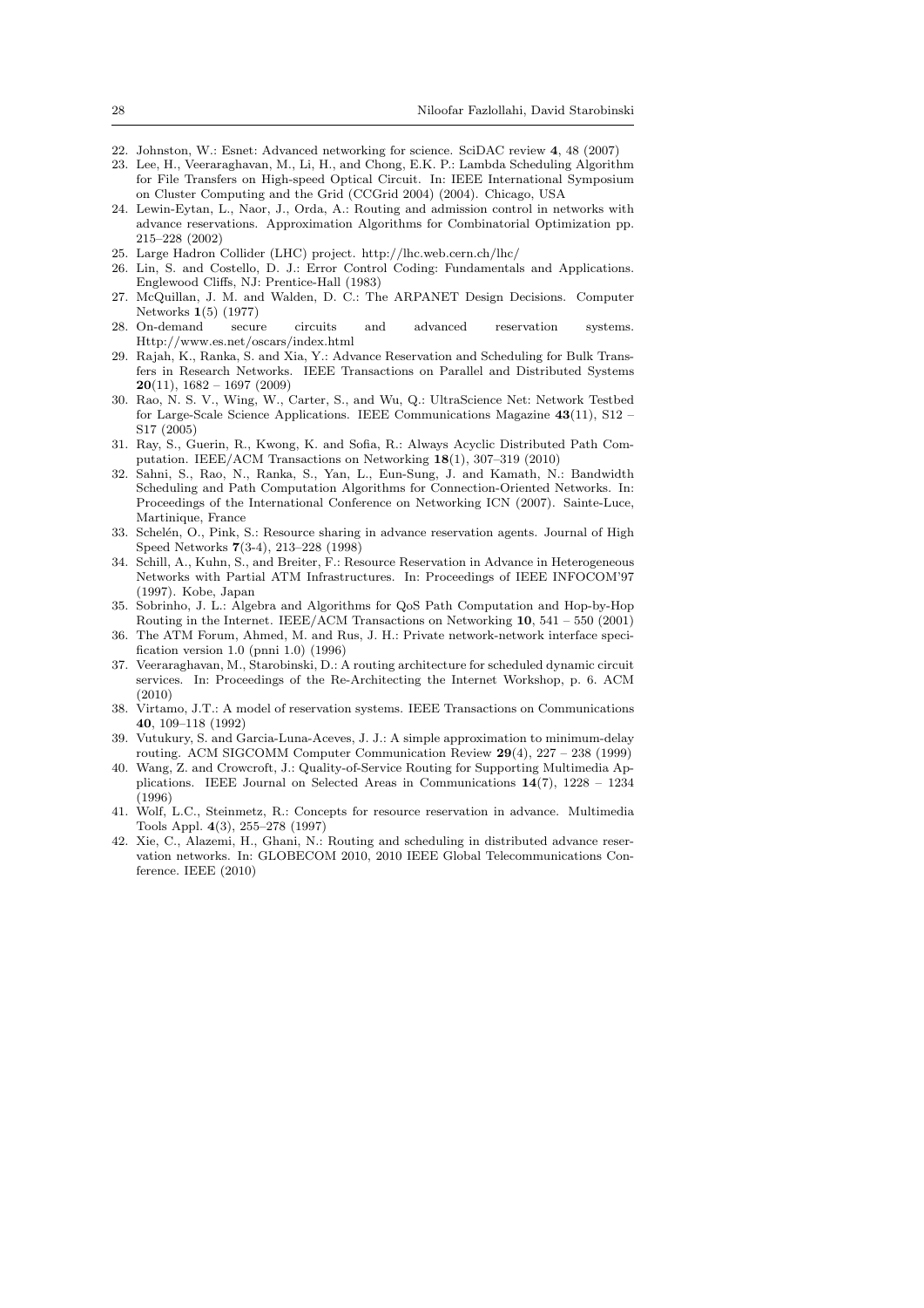22. Johnston, W.: Esnet: Advanced networking for science. SciDAC review **4**, 48 (2007)
23. Lee, H., Veeraraghavan, M., Li, H., and Chong, E.K. P.: Lambda Scheduling Algorithm for File Transfers on High-speed Optical Circuit. In: IEEE International Symposium on Cluster Computing and the Grid (CCGrid 2004) (2004). Chicago, USA
24. Lewin-Eytan, L., Naor, J., Orda, A.: Routing and admission control in networks with advance reservations. Approximation Algorithms for Combinatorial Optimization pp. 215–228 (2002)
25. Large Hadron Collider (LHC) project. http://lhc.web.cern.ch/lhc/
26. Lin, S. and Costello, D. J.: Error Control Coding: Fundamentals and Applications. Englewood Cliffs, NJ: Prentice-Hall (1983)
27. McQuillan, J. M. and Walden, D. C.: The ARPANET Design Decisions. Computer Networks **1**(5) (1977)
28. On-demand secure circuits and advanced reservation systems. Http://www.es.net/oscars/index.html
29. Rajah, K., Ranka, S. and Xia, Y.: Advance Reservation and Scheduling for Bulk Transfers in Research Networks. IEEE Transactions on Parallel and Distributed Systems **20**(11), 1682 – 1697 (2009)
30. Rao, N. S. V., Wing, W., Carter, S., and Wu, Q.: UltraScience Net: Network Testbed for Large-Scale Science Applications. IEEE Communications Magazine **43**(11), S12 – S17 (2005)
31. Ray, S., Guerin, R., Kwong, K. and Sofia, R.: Always Acyclic Distributed Path Computation. IEEE/ACM Transactions on Networking **18**(1), 307–319 (2010)
32. Sahni, S., Rao, N., Ranka, S., Yan, L., Eun-Sung, J. and Kamath, N.: Bandwidth Scheduling and Path Computation Algorithms for Connection-Oriented Networks. In: Proceedings of the International Conference on Networking ICN (2007). Sainte-Luce, Martinique, France
33. Schelén, O., Pink, S.: Resource sharing in advance reservation agents. Journal of High Speed Networks **7**(3-4), 213–228 (1998)
34. Schill, A., Kuhn, S., and Breiter, F.: Resource Reservation in Advance in Heterogeneous Networks with Partial ATM Infrastructures. In: Proceedings of IEEE INFOCOM'97 (1997). Kobe, Japan
35. Sobrinho, J. L.: Algebra and Algorithms for QoS Path Computation and Hop-by-Hop Routing in the Internet. IEEE/ACM Transactions on Networking **10**, 541 – 550 (2001)
36. The ATM Forum, Ahmed, M. and Rus, J. H.: Private network-network interface specification version 1.0 (pnni 1.0) (1996)
37. Veeraraghavan, M., Starobinski, D.: A routing architecture for scheduled dynamic circuit services. In: Proceedings of the Re-Architecting the Internet Workshop, p. 6. ACM (2010)
38. Virtamo, J.T.: A model of reservation systems. IEEE Transactions on Communications **40**, 109–118 (1992)
39. Vutukury, S. and Garcia-Luna-Aceves, J. J.: A simple approximation to minimum-delay routing. ACM SIGCOMM Computer Communication Review **29**(4), 227 – 238 (1999)
40. Wang, Z. and Crowcroft, J.: Quality-of-Service Routing for Supporting Multimedia Applications. IEEE Journal on Selected Areas in Communications **14**(7), 1228 – 1234 (1996)
41. Wolf, L.C., Steinmetz, R.: Concepts for resource reservation in advance. Multimedia Tools Appl. **4**(3), 255–278 (1997)
42. Xie, C., Alazemi, H., Ghani, N.: Routing and scheduling in distributed advance reservation networks. In: GLOBECOM 2010, 2010 IEEE Global Telecommunications Conference. IEEE (2010)